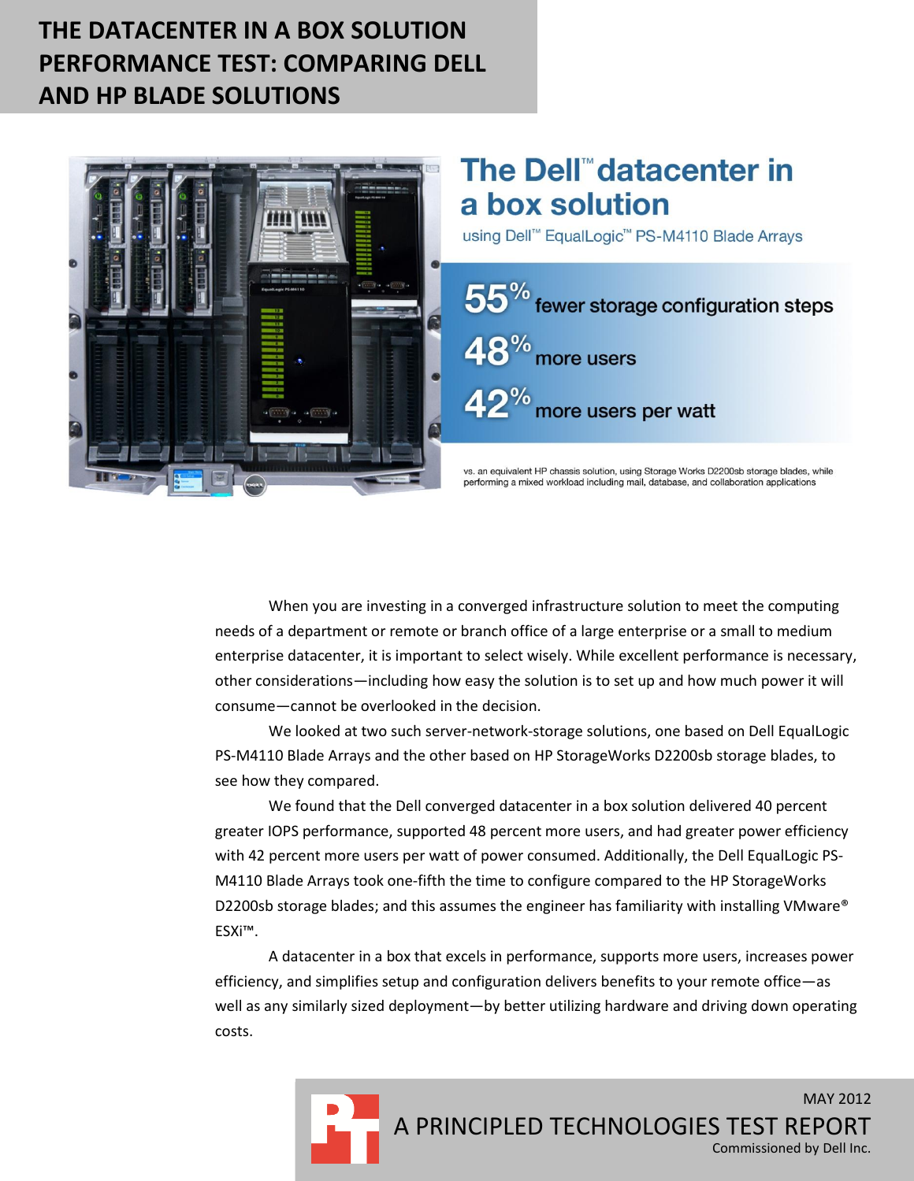# THE DATACENTER IN A BOX SOLUTION PERFORMANCE TEST: COMPARING DELL AND HP BLADE SOLUTIONS

## The Dell™ datacenter in a box solution

using Dell™ EqualLogic™ PS-M4110 Blade Arrays

**55%** fewer storage configuration steps

**48%** more users

**42%** more users per watt

vs. an equivalent HP chassis solution, using Storage Works D2200sb storage blades, while performing a mixed workload including mail, database, and collaboration applications

When you are investing in a converged infrastructure solution to meet the computing needs of a department or remote or branch office of a large enterprise or a small to medium enterprise datacenter, it is important to select wisely. While excellent performance is necessary, other considerations—including how easy the solution is to set up and how much power it will consume—cannot be overlooked in the decision.

We looked at two such server-network-storage solutions, one based on Dell EqualLogic PS-M4110 Blade Arrays and the other based on HP StorageWorks D2200sb storage blades, to see how they compared.

We found that the Dell converged datacenter in a box solution delivered 40 percent greater IOPS performance, supported 48 percent more users, and had greater power efficiency with 42 percent more users per watt of power consumed. Additionally, the Dell EqualLogic PS-M4110 Blade Arrays took one-fifth the time to configure compared to the HP StorageWorks D2200sb storage blades; and this assumes the engineer has familiarity with installing VMware® ESXi™.

A datacenter in a box that excels in performance, supports more users, increases power efficiency, and simplifies setup and configuration delivers benefits to your remote office—as well as any similarly sized deployment—by better utilizing hardware and driving down operating costs.

MAY 2012

A PRINCIPLED TECHNOLOGIES TEST REPORT

Commissioned by Dell Inc.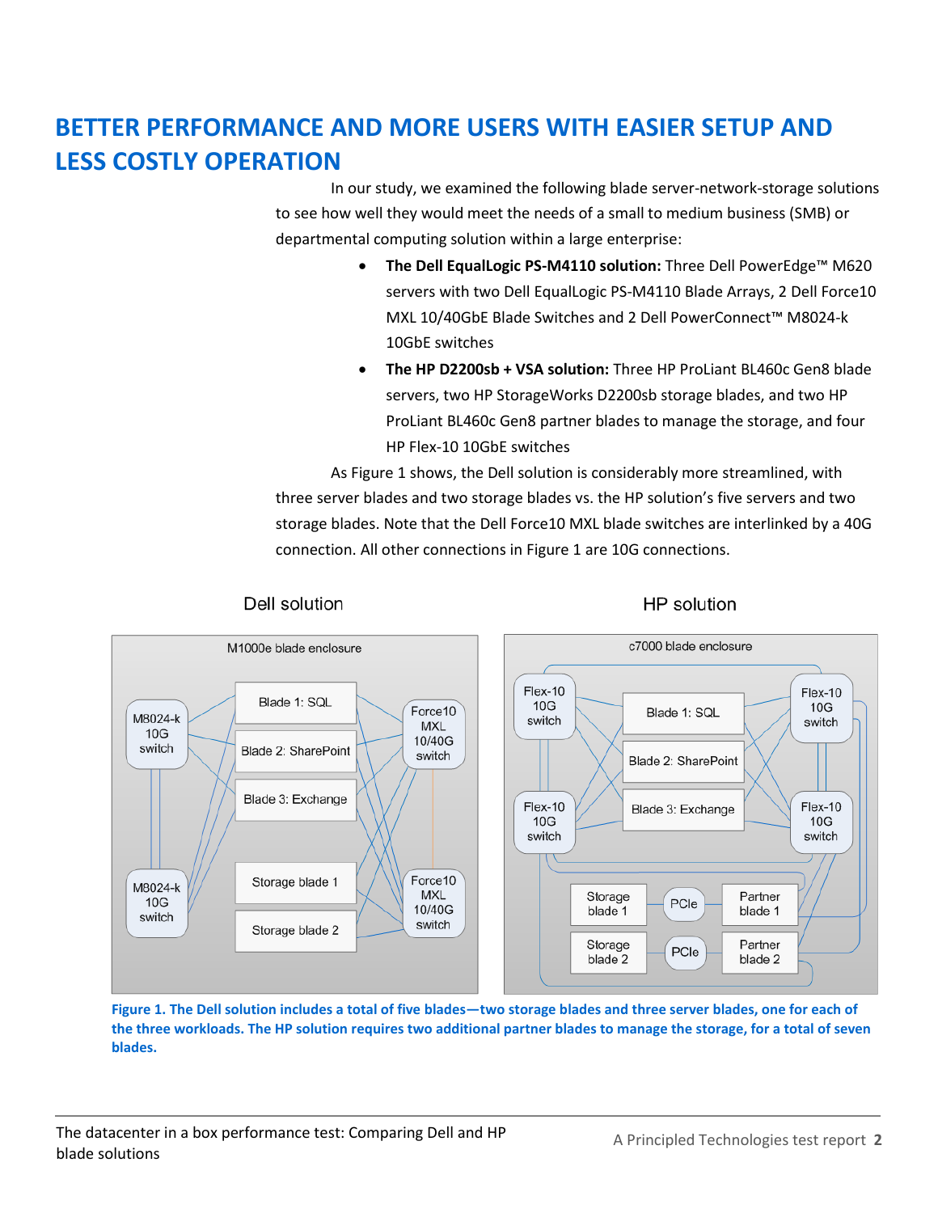# BETTER PERFORMANCE AND MORE USERS WITH EASIER SETUP AND LESS COSTLY OPERATION

In our study, we examined the following blade server-network-storage solutions to see how well they would meet the needs of a small to medium business (SMB) or departmental computing solution within a large enterprise:

- **The Dell EqualLogic PS-M4110 solution:** Three Dell PowerEdge™ M620 servers with two Dell EqualLogic PS-M4110 Blade Arrays, 2 Dell Force10 MXL 10/40GbE Blade Switches and 2 Dell PowerConnect™ M8024-k 10GbE switches
- **The HP D2200sb + VSA solution:** Three HP ProLiant BL460c Gen8 blade servers, two HP StorageWorks D2200sb storage blades, and two HP ProLiant BL460c Gen8 partner blades to manage the storage, and four HP Flex-10 10GbE switches

As Figure 1 shows, the Dell solution is considerably more streamlined, with three server blades and two storage blades vs. the HP solution's five servers and two storage blades. Note that the Dell Force10 MXL blade switches are interlinked by a 40G connection. All other connections in Figure 1 are 10G connections.

**Figure 1. The Dell solution includes a total of five blades—two storage blades and three server blades, one for each of the three workloads. The HP solution requires two additional partner blades to manage the storage, for a total of seven blades.**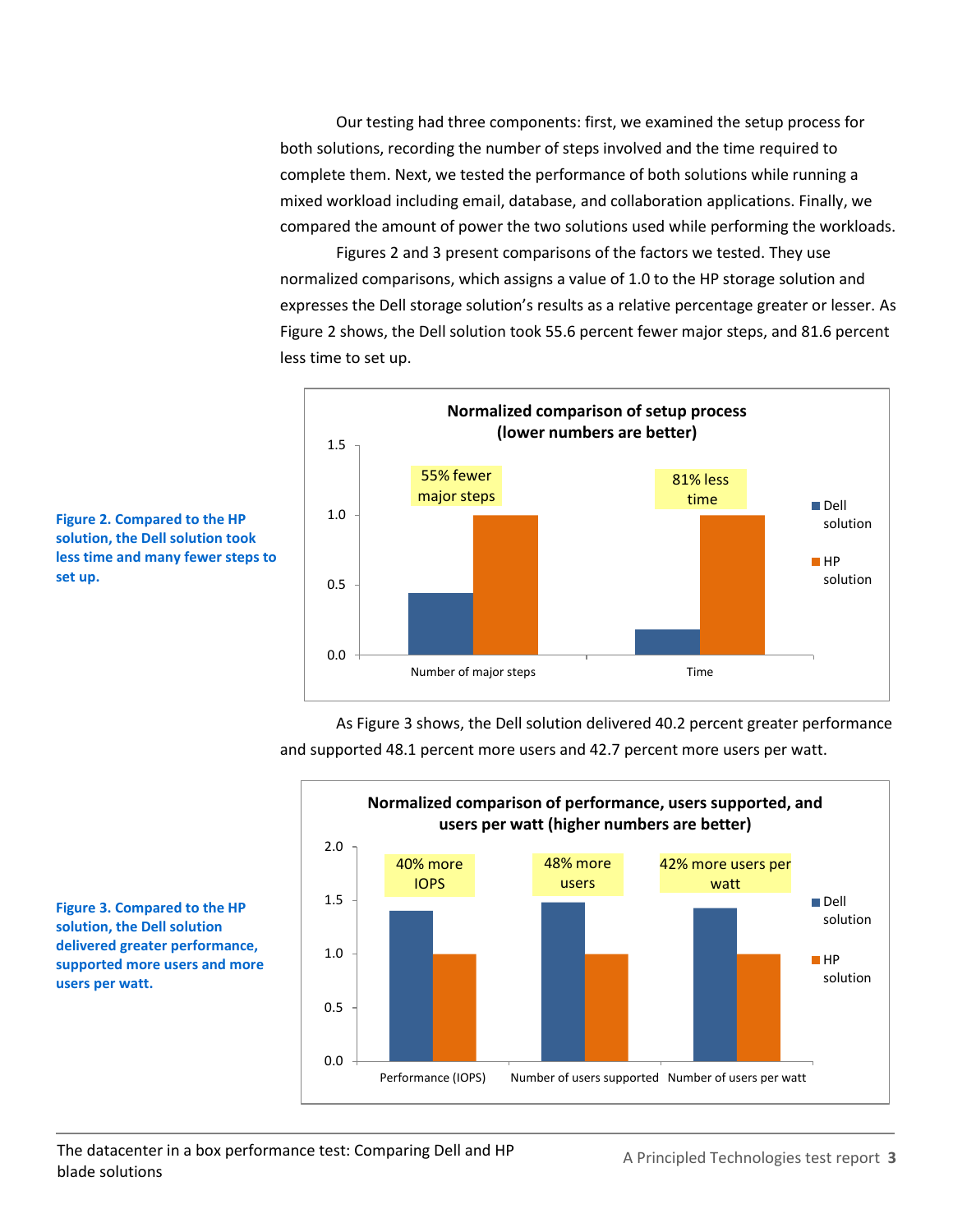Our testing had three components: first, we examined the setup process for both solutions, recording the number of steps involved and the time required to complete them. Next, we tested the performance of both solutions while running a mixed workload including email, database, and collaboration applications. Finally, we compared the amount of power the two solutions used while performing the workloads.

Figures 2 and 3 present comparisons of the factors we tested. They use normalized comparisons, which assigns a value of 1.0 to the HP storage solution and expresses the Dell storage solution's results as a relative percentage greater or lesser. As Figure 2 shows, the Dell solution took 55.6 percent fewer major steps, and 81.6 percent less time to set up.

**Normalized comparison of setup process (lower numbers are better)**

| | Dell solution | HP solution |
|---|---|---|
| Number of major steps (55% fewer major steps) | 0.44 | 1.0 |
| Time (81% less time) | 0.18 | 1.0 |

**Figure 2. Compared to the HP solution, the Dell solution took less time and many fewer steps to set up.**

As Figure 3 shows, the Dell solution delivered 40.2 percent greater performance and supported 48.1 percent more users and 42.7 percent more users per watt.

**Normalized comparison of performance, users supported, and users per watt (higher numbers are better)**

| | Dell solution | HP solution |
|---|---|---|
| Performance (IOPS) (40% more IOPS) | 1.40 | 1.0 |
| Number of users supported (48% more users) | 1.48 | 1.0 |
| Number of users per watt (42% more users per watt) | 1.43 | 1.0 |

**Figure 3. Compared to the HP solution, the Dell solution delivered greater performance, supported more users and more users per watt.**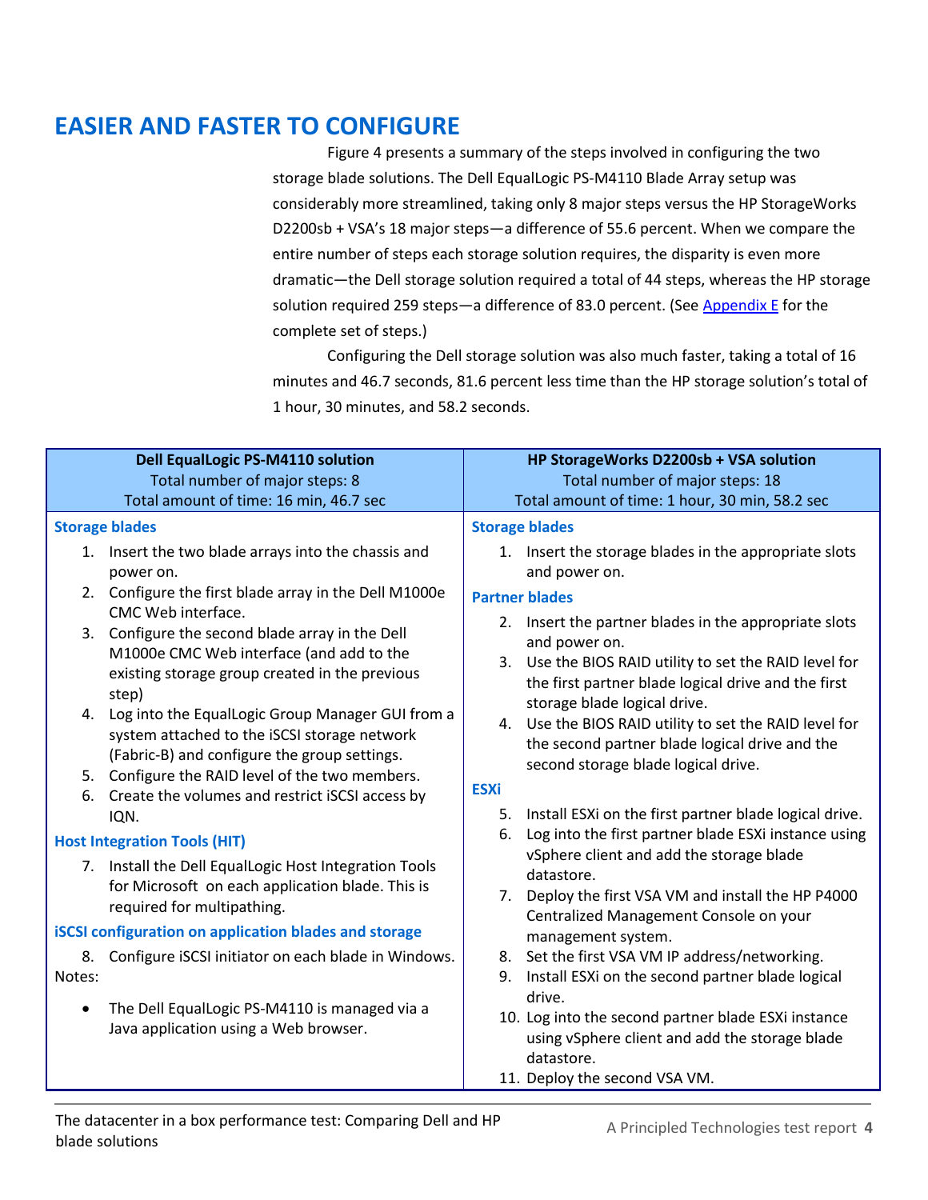## EASIER AND FASTER TO CONFIGURE

Figure 4 presents a summary of the steps involved in configuring the two storage blade solutions. The Dell EqualLogic PS-M4110 Blade Array setup was considerably more streamlined, taking only 8 major steps versus the HP StorageWorks D2200sb + VSA's 18 major steps—a difference of 55.6 percent. When we compare the entire number of steps each storage solution requires, the disparity is even more dramatic—the Dell storage solution required a total of 44 steps, whereas the HP storage solution required 259 steps—a difference of 83.0 percent. (See Appendix E for the complete set of steps.)

Configuring the Dell storage solution was also much faster, taking a total of 16 minutes and 46.7 seconds, 81.6 percent less time than the HP storage solution's total of 1 hour, 30 minutes, and 58.2 seconds.

| **Dell EqualLogic PS-M4110 solution**<br>Total number of major steps: 8<br>Total amount of time: 16 min, 46.7 sec | **HP StorageWorks D2200sb + VSA solution**<br>Total number of major steps: 18<br>Total amount of time: 1 hour, 30 min, 58.2 sec |
|---|---|
| **Storage blades**<br>1. Insert the two blade arrays into the chassis and power on.<br>2. Configure the first blade array in the Dell M1000e CMC Web interface.<br>3. Configure the second blade array in the Dell M1000e CMC Web interface (and add to the existing storage group created in the previous step)<br>4. Log into the EqualLogic Group Manager GUI from a system attached to the iSCSI storage network (Fabric-B) and configure the group settings.<br>5. Configure the RAID level of the two members.<br>6. Create the volumes and restrict iSCSI access by IQN.<br>**Host Integration Tools (HIT)**<br>7. Install the Dell EqualLogic Host Integration Tools for Microsoft on each application blade. This is required for multipathing.<br>**iSCSI configuration on application blades and storage**<br>8. Configure iSCSI initiator on each blade in Windows.<br>Notes:<br>• The Dell EqualLogic PS-M4110 is managed via a Java application using a Web browser. | **Storage blades**<br>1. Insert the storage blades in the appropriate slots and power on.<br>**Partner blades**<br>2. Insert the partner blades in the appropriate slots and power on.<br>3. Use the BIOS RAID utility to set the RAID level for the first partner blade logical drive and the first storage blade logical drive.<br>4. Use the BIOS RAID utility to set the RAID level for the second partner blade logical drive and the second storage blade logical drive.<br>**ESXi**<br>5. Install ESXi on the first partner blade logical drive.<br>6. Log into the first partner blade ESXi instance using vSphere client and add the storage blade datastore.<br>7. Deploy the first VSA VM and install the HP P4000 Centralized Management Console on your management system.<br>8. Set the first VSA VM IP address/networking.<br>9. Install ESXi on the second partner blade logical drive.<br>10. Log into the second partner blade ESXi instance using vSphere client and add the storage blade datastore.<br>11. Deploy the second VSA VM. |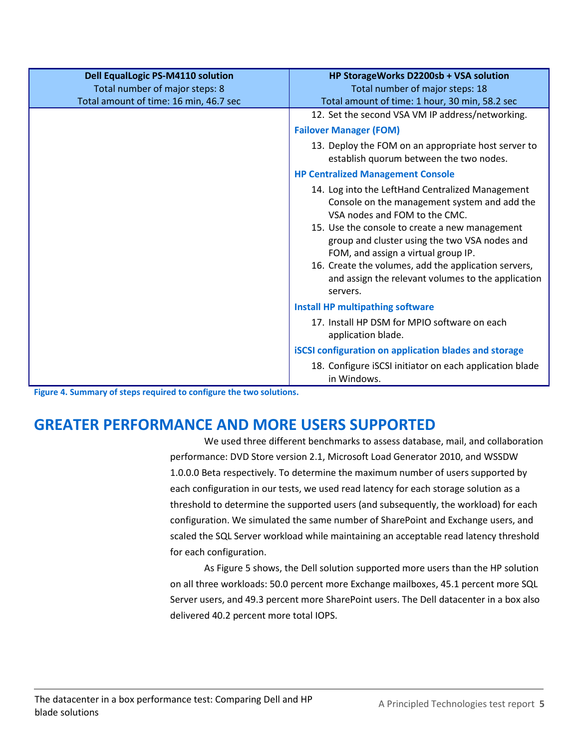| Dell EqualLogic PS-M4110 solution<br>Total number of major steps: 8<br>Total amount of time: 16 min, 46.7 sec | HP StorageWorks D2200sb + VSA solution<br>Total number of major steps: 18<br>Total amount of time: 1 hour, 30 min, 58.2 sec |
| --- | --- |
| | 12. Set the second VSA VM IP address/networking.<br>**Failover Manager (FOM)**<br>13. Deploy the FOM on an appropriate host server to establish quorum between the two nodes.<br>**HP Centralized Management Console**<br>14. Log into the LeftHand Centralized Management Console on the management system and add the VSA nodes and FOM to the CMC.<br>15. Use the console to create a new management group and cluster using the two VSA nodes and FOM, and assign a virtual group IP.<br>16. Create the volumes, add the application servers, and assign the relevant volumes to the application servers.<br>**Install HP multipathing software**<br>17. Install HP DSM for MPIO software on each application blade.<br>**iSCSI configuration on application blades and storage**<br>18. Configure iSCSI initiator on each application blade in Windows. |

**Figure 4. Summary of steps required to configure the two solutions.**

## GREATER PERFORMANCE AND MORE USERS SUPPORTED

We used three different benchmarks to assess database, mail, and collaboration performance: DVD Store version 2.1, Microsoft Load Generator 2010, and WSSDW 1.0.0.0 Beta respectively. To determine the maximum number of users supported by each configuration in our tests, we used read latency for each storage solution as a threshold to determine the supported users (and subsequently, the workload) for each configuration. We simulated the same number of SharePoint and Exchange users, and scaled the SQL Server workload while maintaining an acceptable read latency threshold for each configuration.

As Figure 5 shows, the Dell solution supported more users than the HP solution on all three workloads: 50.0 percent more Exchange mailboxes, 45.1 percent more SQL Server users, and 49.3 percent more SharePoint users. The Dell datacenter in a box also delivered 40.2 percent more total IOPS.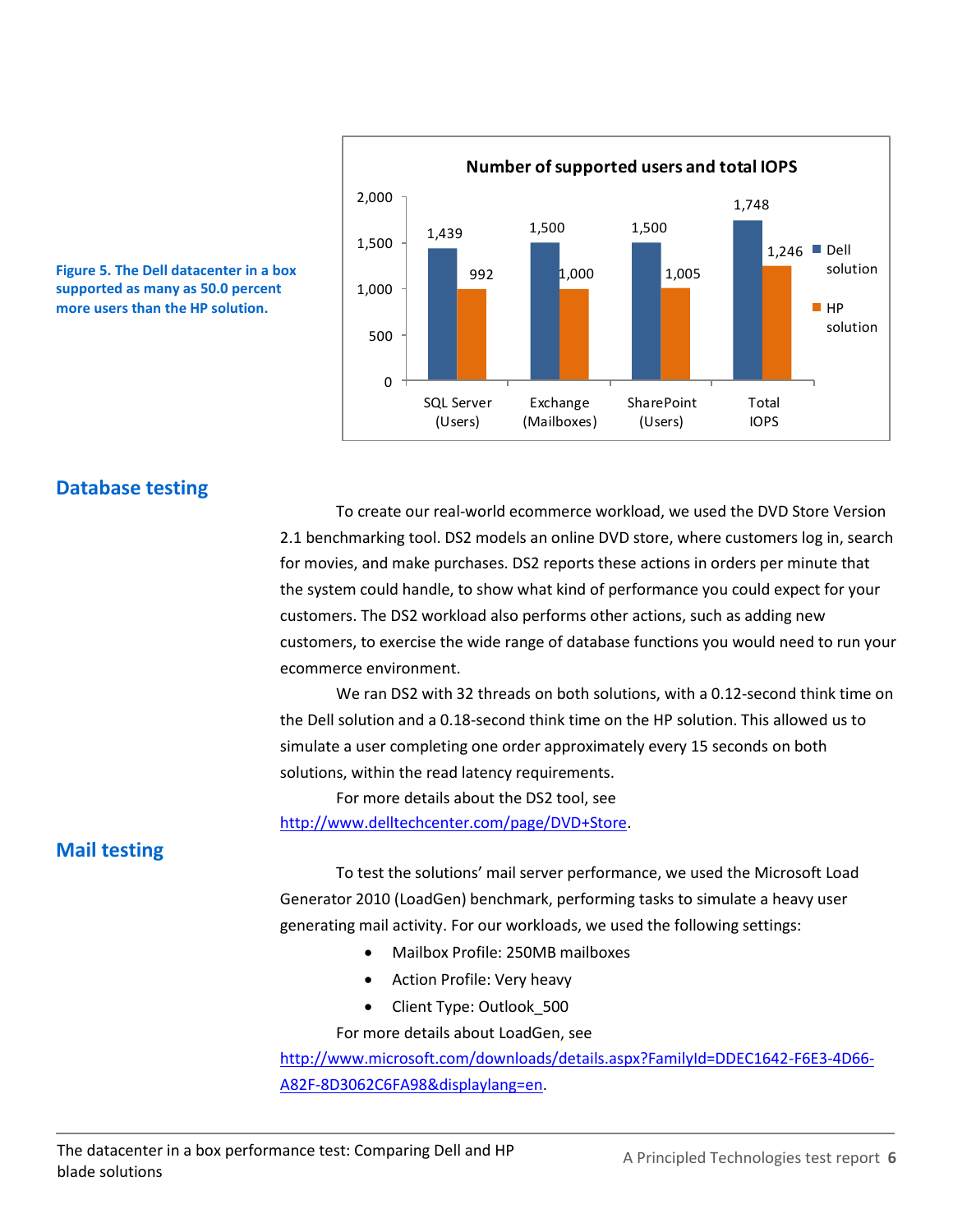Figure 5. The Dell datacenter in a box supported as many as 50.0 percent more users than the HP solution.

**Number of supported users and total IOPS**

| | Dell solution | HP solution |
|---|---|---|
| SQL Server (Users) | 1,439 | 992 |
| Exchange (Mailboxes) | 1,500 | 1,000 |
| SharePoint (Users) | 1,500 | 1,005 |
| Total IOPS | 1,748 | 1,246 |

## Database testing

To create our real-world ecommerce workload, we used the DVD Store Version 2.1 benchmarking tool. DS2 models an online DVD store, where customers log in, search for movies, and make purchases. DS2 reports these actions in orders per minute that the system could handle, to show what kind of performance you could expect for your customers. The DS2 workload also performs other actions, such as adding new customers, to exercise the wide range of database functions you would need to run your ecommerce environment.

We ran DS2 with 32 threads on both solutions, with a 0.12-second think time on the Dell solution and a 0.18-second think time on the HP solution. This allowed us to simulate a user completing one order approximately every 15 seconds on both solutions, within the read latency requirements.

For more details about the DS2 tool, see http://www.delltechcenter.com/page/DVD+Store.

## Mail testing

To test the solutions' mail server performance, we used the Microsoft Load Generator 2010 (LoadGen) benchmark, performing tasks to simulate a heavy user generating mail activity. For our workloads, we used the following settings:

- Mailbox Profile: 250MB mailboxes
- Action Profile: Very heavy
- Client Type: Outlook_500

For more details about LoadGen, see http://www.microsoft.com/downloads/details.aspx?FamilyId=DDEC1642-F6E3-4D66-A82F-8D3062C6FA98&displaylang=en.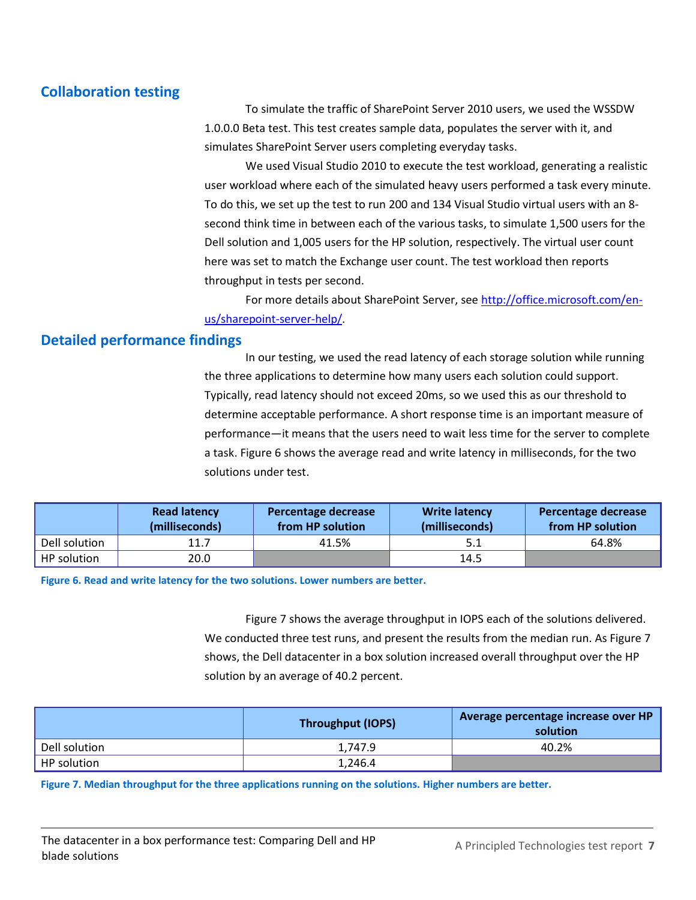## Collaboration testing

To simulate the traffic of SharePoint Server 2010 users, we used the WSSDW 1.0.0.0 Beta test. This test creates sample data, populates the server with it, and simulates SharePoint Server users completing everyday tasks.

We used Visual Studio 2010 to execute the test workload, generating a realistic user workload where each of the simulated heavy users performed a task every minute. To do this, we set up the test to run 200 and 134 Visual Studio virtual users with an 8-second think time in between each of the various tasks, to simulate 1,500 users for the Dell solution and 1,005 users for the HP solution, respectively. The virtual user count here was set to match the Exchange user count. The test workload then reports throughput in tests per second.

For more details about SharePoint Server, see http://office.microsoft.com/en-us/sharepoint-server-help/.

## Detailed performance findings

In our testing, we used the read latency of each storage solution while running the three applications to determine how many users each solution could support. Typically, read latency should not exceed 20ms, so we used this as our threshold to determine acceptable performance. A short response time is an important measure of performance—it means that the users need to wait less time for the server to complete a task. Figure 6 shows the average read and write latency in milliseconds, for the two solutions under test.

| | Read latency (milliseconds) | Percentage decrease from HP solution | Write latency (milliseconds) | Percentage decrease from HP solution |
|---|---|---|---|---|
| Dell solution | 11.7 | 41.5% | 5.1 | 64.8% |
| HP solution | 20.0 | | 14.5 | |

**Figure 6. Read and write latency for the two solutions. Lower numbers are better.**

Figure 7 shows the average throughput in IOPS each of the solutions delivered. We conducted three test runs, and present the results from the median run. As Figure 7 shows, the Dell datacenter in a box solution increased overall throughput over the HP solution by an average of 40.2 percent.

| | Throughput (IOPS) | Average percentage increase over HP solution |
|---|---|---|
| Dell solution | 1,747.9 | 40.2% |
| HP solution | 1,246.4 | |

**Figure 7. Median throughput for the three applications running on the solutions. Higher numbers are better.**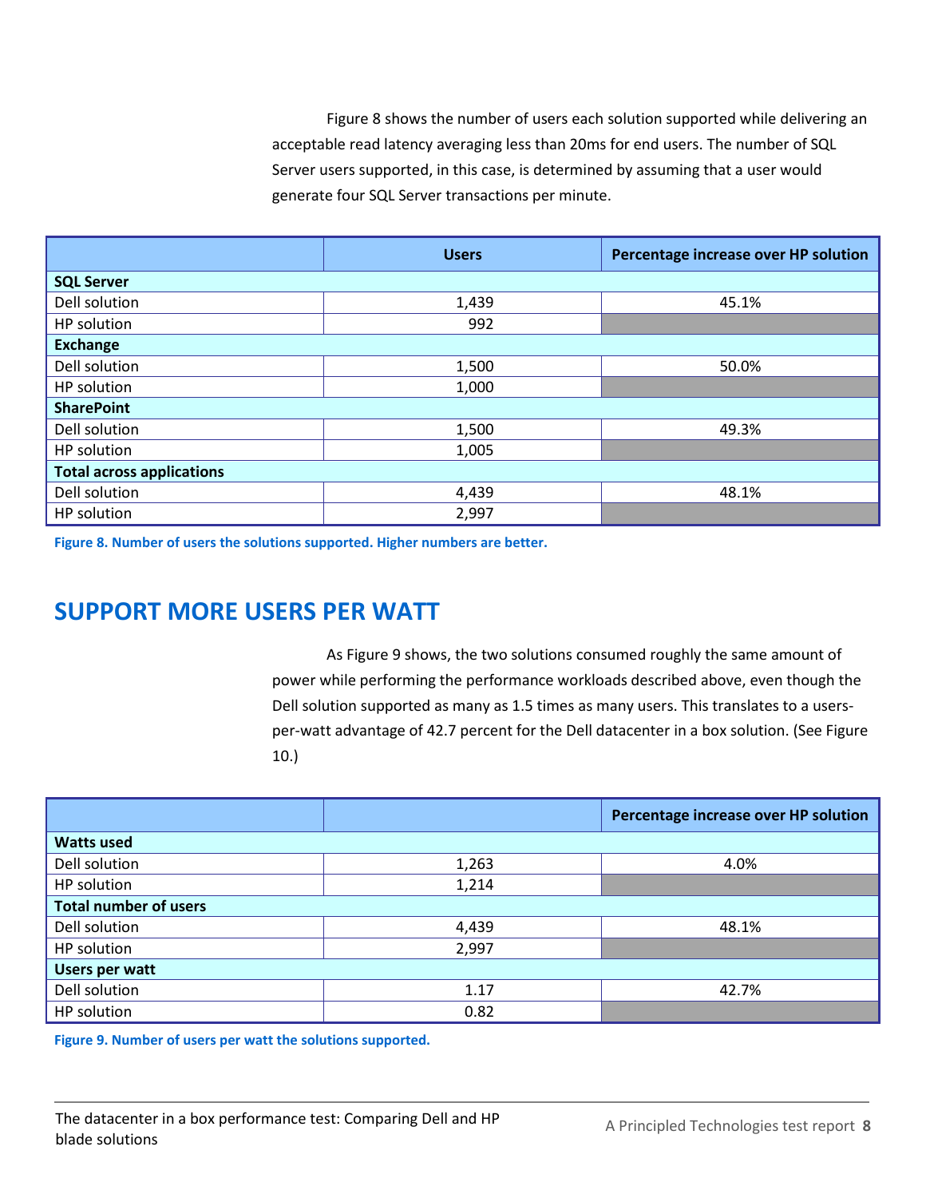Figure 8 shows the number of users each solution supported while delivering an acceptable read latency averaging less than 20ms for end users. The number of SQL Server users supported, in this case, is determined by assuming that a user would generate four SQL Server transactions per minute.

| | Users | Percentage increase over HP solution |
|---|---|---|
| **SQL Server** | | |
| Dell solution | 1,439 | 45.1% |
| HP solution | 992 | |
| **Exchange** | | |
| Dell solution | 1,500 | 50.0% |
| HP solution | 1,000 | |
| **SharePoint** | | |
| Dell solution | 1,500 | 49.3% |
| HP solution | 1,005 | |
| **Total across applications** | | |
| Dell solution | 4,439 | 48.1% |
| HP solution | 2,997 | |

**Figure 8. Number of users the solutions supported. Higher numbers are better.**

## SUPPORT MORE USERS PER WATT

As Figure 9 shows, the two solutions consumed roughly the same amount of power while performing the performance workloads described above, even though the Dell solution supported as many as 1.5 times as many users. This translates to a users-per-watt advantage of 42.7 percent for the Dell datacenter in a box solution. (See Figure 10.)

| | | Percentage increase over HP solution |
|---|---|---|
| **Watts used** | | |
| Dell solution | 1,263 | 4.0% |
| HP solution | 1,214 | |
| **Total number of users** | | |
| Dell solution | 4,439 | 48.1% |
| HP solution | 2,997 | |
| **Users per watt** | | |
| Dell solution | 1.17 | 42.7% |
| HP solution | 0.82 | |

**Figure 9. Number of users per watt the solutions supported.**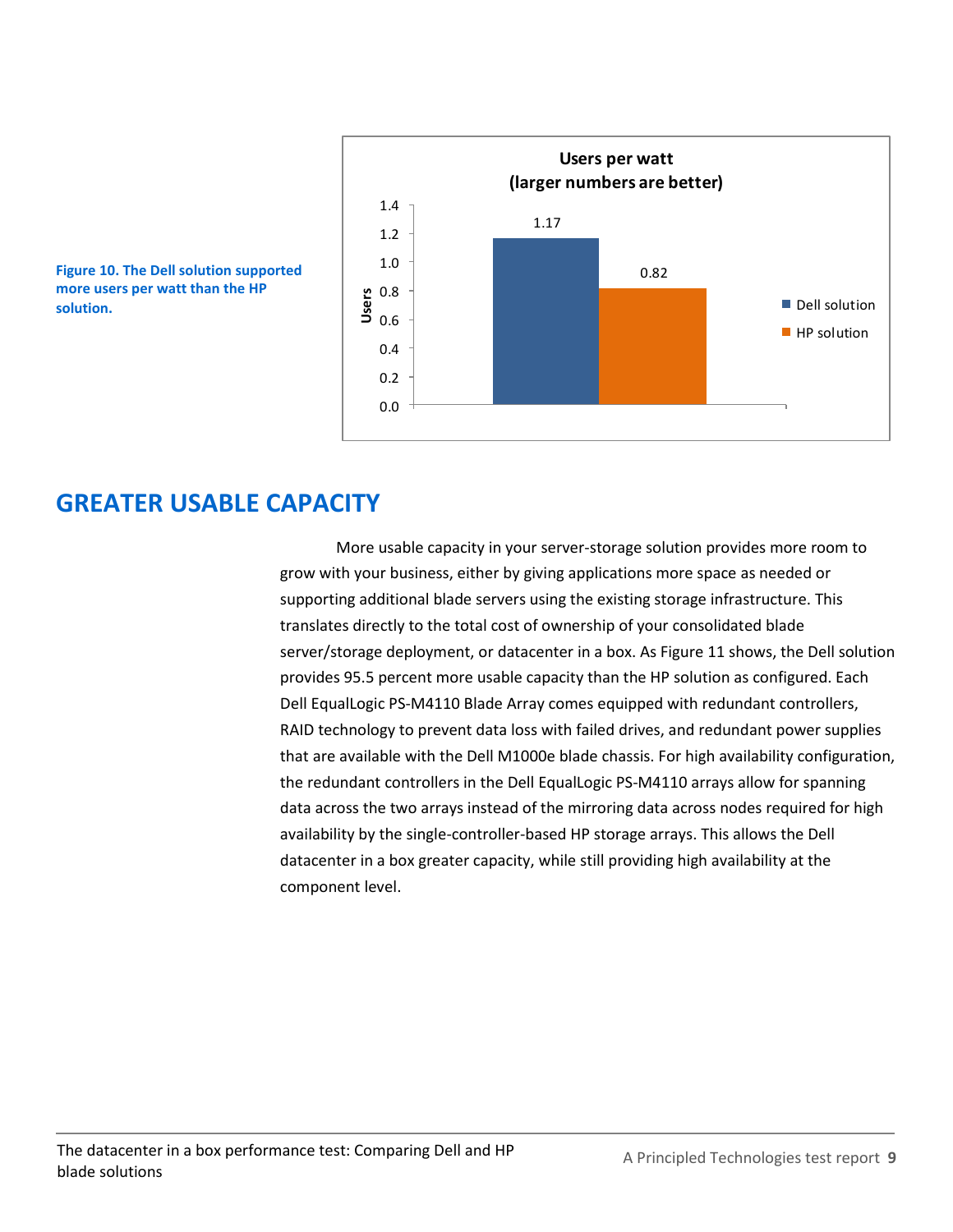**Figure 10. The Dell solution supported more users per watt than the HP solution.**

**Users per watt (larger numbers are better)**

| | Users |
|---|---|
| Dell solution | 1.17 |
| HP solution | 0.82 |

## GREATER USABLE CAPACITY

More usable capacity in your server-storage solution provides more room to grow with your business, either by giving applications more space as needed or supporting additional blade servers using the existing storage infrastructure. This translates directly to the total cost of ownership of your consolidated blade server/storage deployment, or datacenter in a box. As Figure 11 shows, the Dell solution provides 95.5 percent more usable capacity than the HP solution as configured. Each Dell EqualLogic PS-M4110 Blade Array comes equipped with redundant controllers, RAID technology to prevent data loss with failed drives, and redundant power supplies that are available with the Dell M1000e blade chassis. For high availability configuration, the redundant controllers in the Dell EqualLogic PS-M4110 arrays allow for spanning data across the two arrays instead of the mirroring data across nodes required for high availability by the single-controller-based HP storage arrays. This allows the Dell datacenter in a box greater capacity, while still providing high availability at the component level.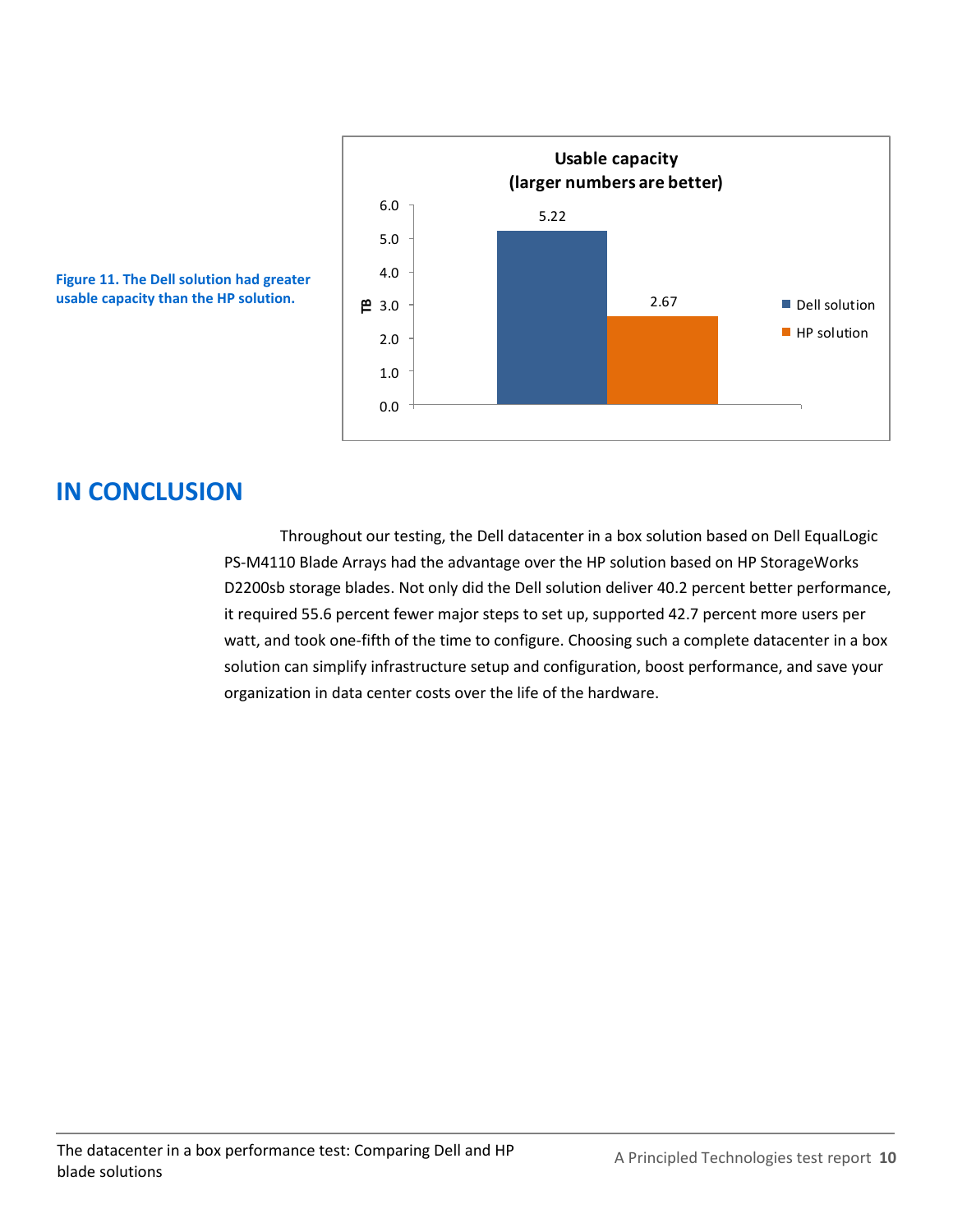Figure 11. The Dell solution had greater usable capacity than the HP solution.

**Usable capacity (larger numbers are better)**

| | TB |
|---|---|
| Dell solution | 5.22 |
| HP solution | 2.67 |

## IN CONCLUSION

Throughout our testing, the Dell datacenter in a box solution based on Dell EqualLogic PS-M4110 Blade Arrays had the advantage over the HP solution based on HP StorageWorks D2200sb storage blades. Not only did the Dell solution deliver 40.2 percent better performance, it required 55.6 percent fewer major steps to set up, supported 42.7 percent more users per watt, and took one-fifth of the time to configure. Choosing such a complete datacenter in a box solution can simplify infrastructure setup and configuration, boost performance, and save your organization in data center costs over the life of the hardware.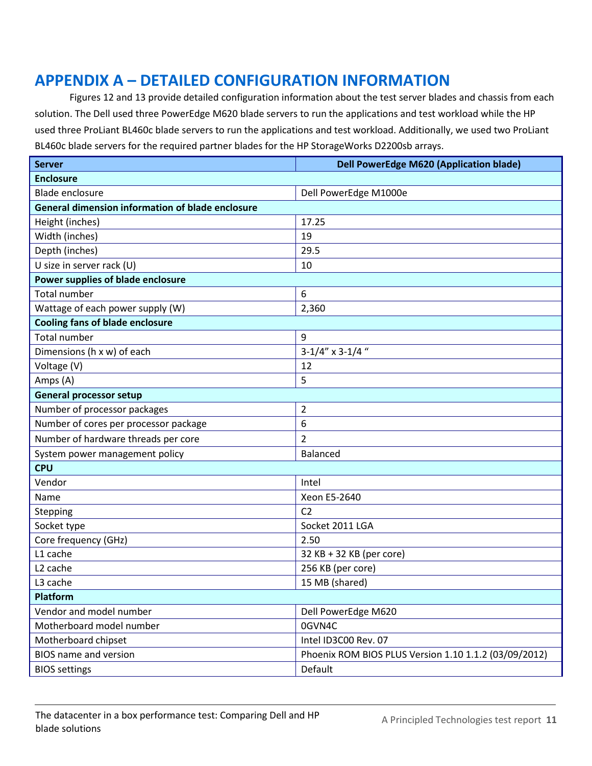# APPENDIX A – DETAILED CONFIGURATION INFORMATION

Figures 12 and 13 provide detailed configuration information about the test server blades and chassis from each solution. The Dell used three PowerEdge M620 blade servers to run the applications and test workload while the HP used three ProLiant BL460c blade servers to run the applications and test workload. Additionally, we used two ProLiant BL460c blade servers for the required partner blades for the HP StorageWorks D2200sb arrays.

| Server | Dell PowerEdge M620 (Application blade) |
|---|---|
| **Enclosure** | |
| Blade enclosure | Dell PowerEdge M1000e |
| **General dimension information of blade enclosure** | |
| Height (inches) | 17.25 |
| Width (inches) | 19 |
| Depth (inches) | 29.5 |
| U size in server rack (U) | 10 |
| **Power supplies of blade enclosure** | |
| Total number | 6 |
| Wattage of each power supply (W) | 2,360 |
| **Cooling fans of blade enclosure** | |
| Total number | 9 |
| Dimensions (h x w) of each | 3-1/4" x 3-1/4 " |
| Voltage (V) | 12 |
| Amps (A) | 5 |
| **General processor setup** | |
| Number of processor packages | 2 |
| Number of cores per processor package | 6 |
| Number of hardware threads per core | 2 |
| System power management policy | Balanced |
| **CPU** | |
| Vendor | Intel |
| Name | Xeon E5-2640 |
| Stepping | C2 |
| Socket type | Socket 2011 LGA |
| Core frequency (GHz) | 2.50 |
| L1 cache | 32 KB + 32 KB (per core) |
| L2 cache | 256 KB (per core) |
| L3 cache | 15 MB (shared) |
| **Platform** | |
| Vendor and model number | Dell PowerEdge M620 |
| Motherboard model number | 0GVN4C |
| Motherboard chipset | Intel ID3C00 Rev. 07 |
| BIOS name and version | Phoenix ROM BIOS PLUS Version 1.10 1.1.2 (03/09/2012) |
| BIOS settings | Default |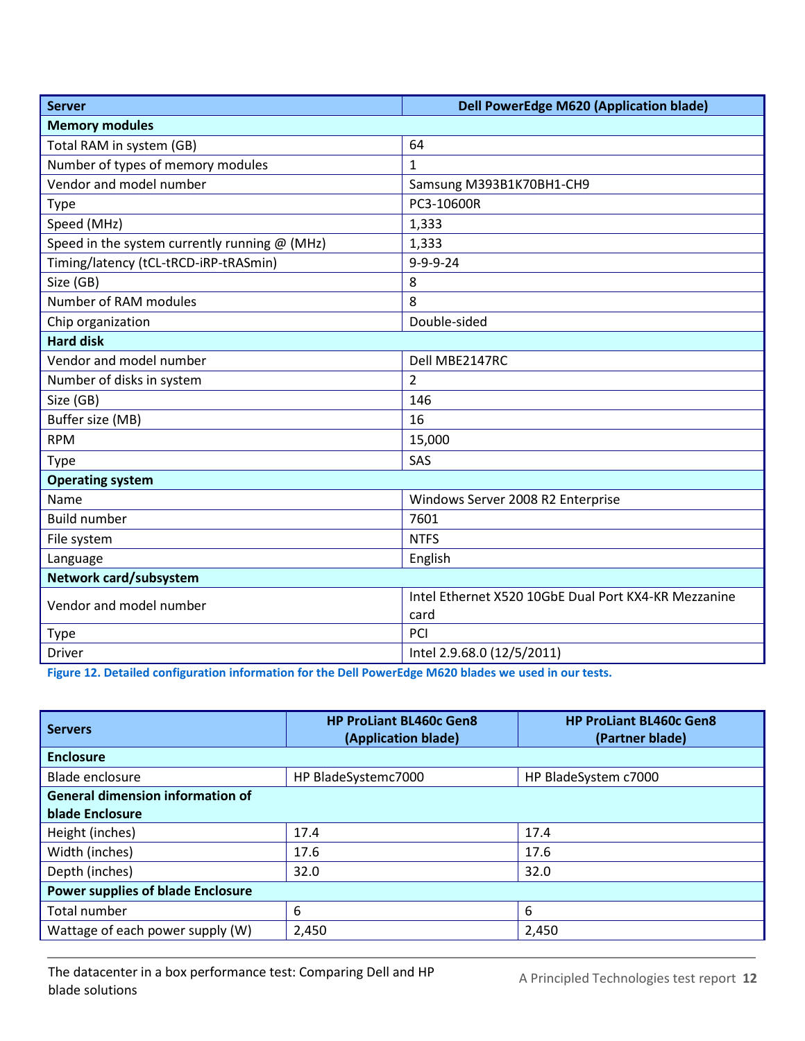| Server | Dell PowerEdge M620 (Application blade) |
|---|---|
| **Memory modules** | |
| Total RAM in system (GB) | 64 |
| Number of types of memory modules | 1 |
| Vendor and model number | Samsung M393B1K70BH1-CH9 |
| Type | PC3-10600R |
| Speed (MHz) | 1,333 |
| Speed in the system currently running @ (MHz) | 1,333 |
| Timing/latency (tCL-tRCD-iRP-tRASmin) | 9-9-9-24 |
| Size (GB) | 8 |
| Number of RAM modules | 8 |
| Chip organization | Double-sided |
| **Hard disk** | |
| Vendor and model number | Dell MBE2147RC |
| Number of disks in system | 2 |
| Size (GB) | 146 |
| Buffer size (MB) | 16 |
| RPM | 15,000 |
| Type | SAS |
| **Operating system** | |
| Name | Windows Server 2008 R2 Enterprise |
| Build number | 7601 |
| File system | NTFS |
| Language | English |
| **Network card/subsystem** | |
| Vendor and model number | Intel Ethernet X520 10GbE Dual Port KX4-KR Mezzanine card |
| Type | PCI |
| Driver | Intel 2.9.68.0 (12/5/2011) |

**Figure 12. Detailed configuration information for the Dell PowerEdge M620 blades we used in our tests.**

| Servers | HP ProLiant BL460c Gen8 (Application blade) | HP ProLiant BL460c Gen8 (Partner blade) |
|---|---|---|
| **Enclosure** | | |
| Blade enclosure | HP BladeSystemc7000 | HP BladeSystem c7000 |
| **General dimension information of blade Enclosure** | | |
| Height (inches) | 17.4 | 17.4 |
| Width (inches) | 17.6 | 17.6 |
| Depth (inches) | 32.0 | 32.0 |
| **Power supplies of blade Enclosure** | | |
| Total number | 6 | 6 |
| Wattage of each power supply (W) | 2,450 | 2,450 |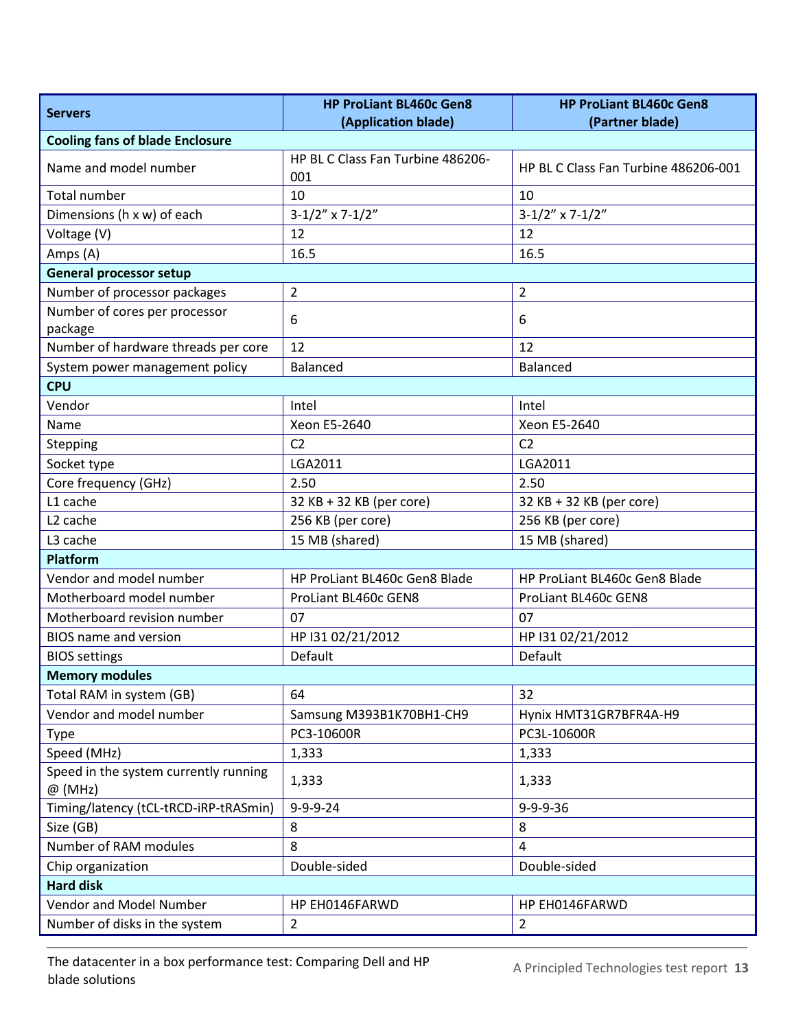| Servers | HP ProLiant BL460c Gen8 (Application blade) | HP ProLiant BL460c Gen8 (Partner blade) |
|---|---|---|
| **Cooling fans of blade Enclosure** | | |
| Name and model number | HP BL C Class Fan Turbine 486206-001 | HP BL C Class Fan Turbine 486206-001 |
| Total number | 10 | 10 |
| Dimensions (h x w) of each | 3-1/2" x 7-1/2" | 3-1/2" x 7-1/2" |
| Voltage (V) | 12 | 12 |
| Amps (A) | 16.5 | 16.5 |
| **General processor setup** | | |
| Number of processor packages | 2 | 2 |
| Number of cores per processor package | 6 | 6 |
| Number of hardware threads per core | 12 | 12 |
| System power management policy | Balanced | Balanced |
| **CPU** | | |
| Vendor | Intel | Intel |
| Name | Xeon E5-2640 | Xeon E5-2640 |
| Stepping | C2 | C2 |
| Socket type | LGA2011 | LGA2011 |
| Core frequency (GHz) | 2.50 | 2.50 |
| L1 cache | 32 KB + 32 KB (per core) | 32 KB + 32 KB (per core) |
| L2 cache | 256 KB (per core) | 256 KB (per core) |
| L3 cache | 15 MB (shared) | 15 MB (shared) |
| **Platform** | | |
| Vendor and model number | HP ProLiant BL460c Gen8 Blade | HP ProLiant BL460c Gen8 Blade |
| Motherboard model number | ProLiant BL460c GEN8 | ProLiant BL460c GEN8 |
| Motherboard revision number | 07 | 07 |
| BIOS name and version | HP I31 02/21/2012 | HP I31 02/21/2012 |
| BIOS settings | Default | Default |
| **Memory modules** | | |
| Total RAM in system (GB) | 64 | 32 |
| Vendor and model number | Samsung M393B1K70BH1-CH9 | Hynix HMT31GR7BFR4A-H9 |
| Type | PC3-10600R | PC3L-10600R |
| Speed (MHz) | 1,333 | 1,333 |
| Speed in the system currently running @ (MHz) | 1,333 | 1,333 |
| Timing/latency (tCL-tRCD-iRP-tRASmin) | 9-9-9-24 | 9-9-9-36 |
| Size (GB) | 8 | 8 |
| Number of RAM modules | 8 | 4 |
| Chip organization | Double-sided | Double-sided |
| **Hard disk** | | |
| Vendor and Model Number | HP EH0146FARWD | HP EH0146FARWD |
| Number of disks in the system | 2 | 2 |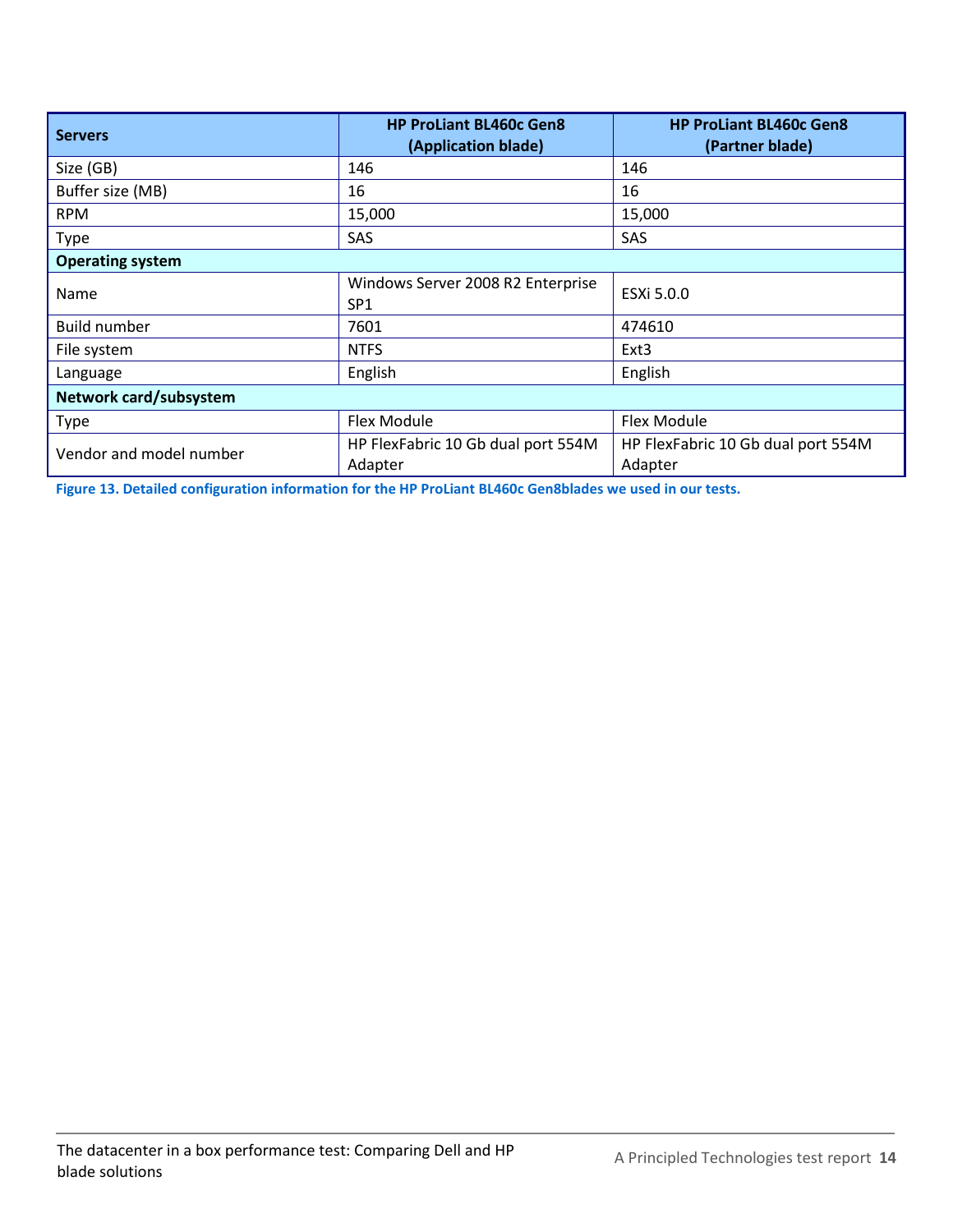| Servers | HP ProLiant BL460c Gen8 (Application blade) | HP ProLiant BL460c Gen8 (Partner blade) |
|---|---|---|
| Size (GB) | 146 | 146 |
| Buffer size (MB) | 16 | 16 |
| RPM | 15,000 | 15,000 |
| Type | SAS | SAS |
| **Operating system** | | |
| Name | Windows Server 2008 R2 Enterprise SP1 | ESXi 5.0.0 |
| Build number | 7601 | 474610 |
| File system | NTFS | Ext3 |
| Language | English | English |
| **Network card/subsystem** | | |
| Type | Flex Module | Flex Module |
| Vendor and model number | HP FlexFabric 10 Gb dual port 554M Adapter | HP FlexFabric 10 Gb dual port 554M Adapter |

**Figure 13. Detailed configuration information for the HP ProLiant BL460c Gen8blades we used in our tests.**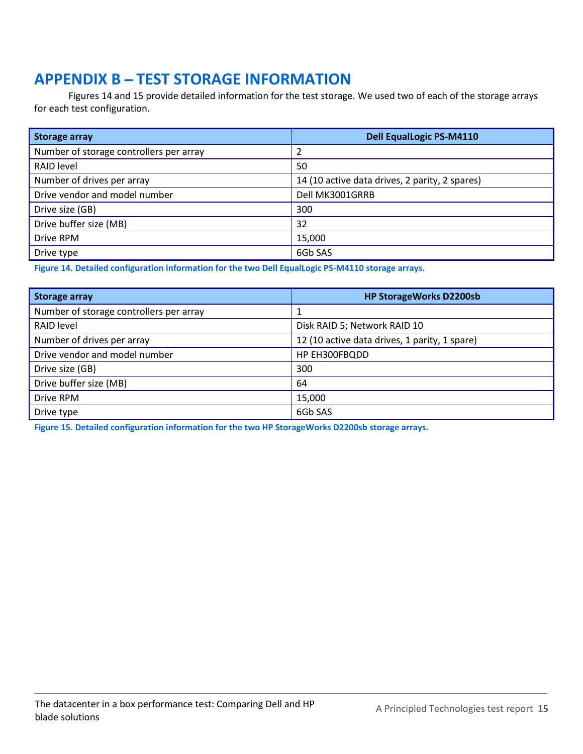# APPENDIX B – TEST STORAGE INFORMATION

Figures 14 and 15 provide detailed information for the test storage. We used two of each of the storage arrays for each test configuration.

| Storage array | Dell EqualLogic PS-M4110 |
|---|---|
| Number of storage controllers per array | 2 |
| RAID level | 50 |
| Number of drives per array | 14 (10 active data drives, 2 parity, 2 spares) |
| Drive vendor and model number | Dell MK3001GRRB |
| Drive size (GB) | 300 |
| Drive buffer size (MB) | 32 |
| Drive RPM | 15,000 |
| Drive type | 6Gb SAS |

**Figure 14. Detailed configuration information for the two Dell EqualLogic PS-M4110 storage arrays.**

| Storage array | HP StorageWorks D2200sb |
|---|---|
| Number of storage controllers per array | 1 |
| RAID level | Disk RAID 5; Network RAID 10 |
| Number of drives per array | 12 (10 active data drives, 1 parity, 1 spare) |
| Drive vendor and model number | HP EH300FBQDD |
| Drive size (GB) | 300 |
| Drive buffer size (MB) | 64 |
| Drive RPM | 15,000 |
| Drive type | 6Gb SAS |

**Figure 15. Detailed configuration information for the two HP StorageWorks D2200sb storage arrays.**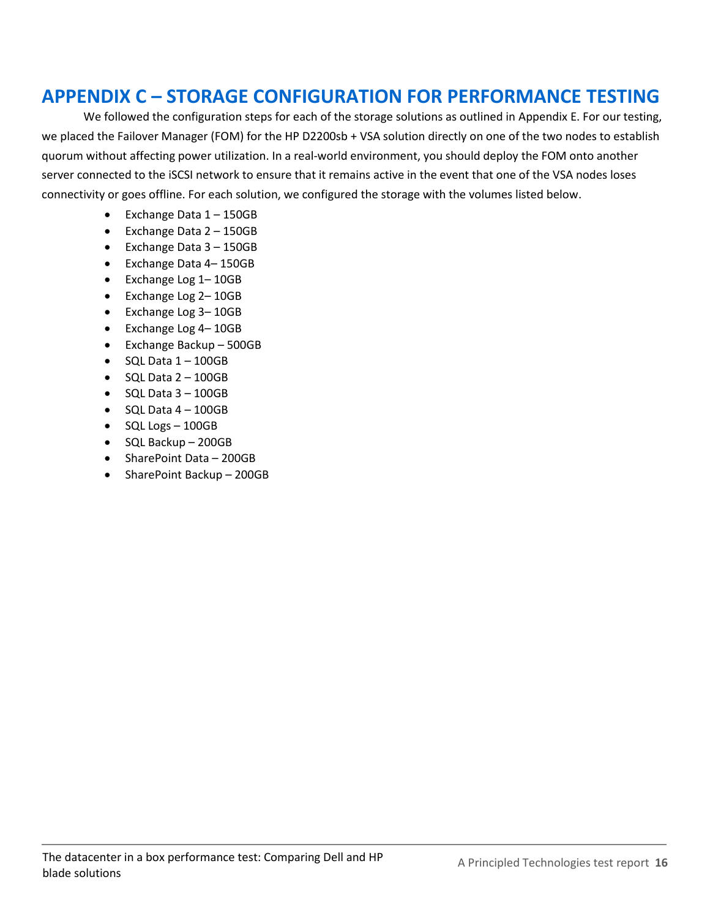# APPENDIX C – STORAGE CONFIGURATION FOR PERFORMANCE TESTING

We followed the configuration steps for each of the storage solutions as outlined in Appendix E. For our testing, we placed the Failover Manager (FOM) for the HP D2200sb + VSA solution directly on one of the two nodes to establish quorum without affecting power utilization. In a real-world environment, you should deploy the FOM onto another server connected to the iSCSI network to ensure that it remains active in the event that one of the VSA nodes loses connectivity or goes offline. For each solution, we configured the storage with the volumes listed below.

- Exchange Data 1 – 150GB
- Exchange Data 2 – 150GB
- Exchange Data 3 – 150GB
- Exchange Data 4– 150GB
- Exchange Log 1– 10GB
- Exchange Log 2– 10GB
- Exchange Log 3– 10GB
- Exchange Log 4– 10GB
- Exchange Backup – 500GB
- SQL Data 1 – 100GB
- SQL Data 2 – 100GB
- SQL Data 3 – 100GB
- SQL Data 4 – 100GB
- SQL Logs – 100GB
- SQL Backup – 200GB
- SharePoint Data – 200GB
- SharePoint Backup – 200GB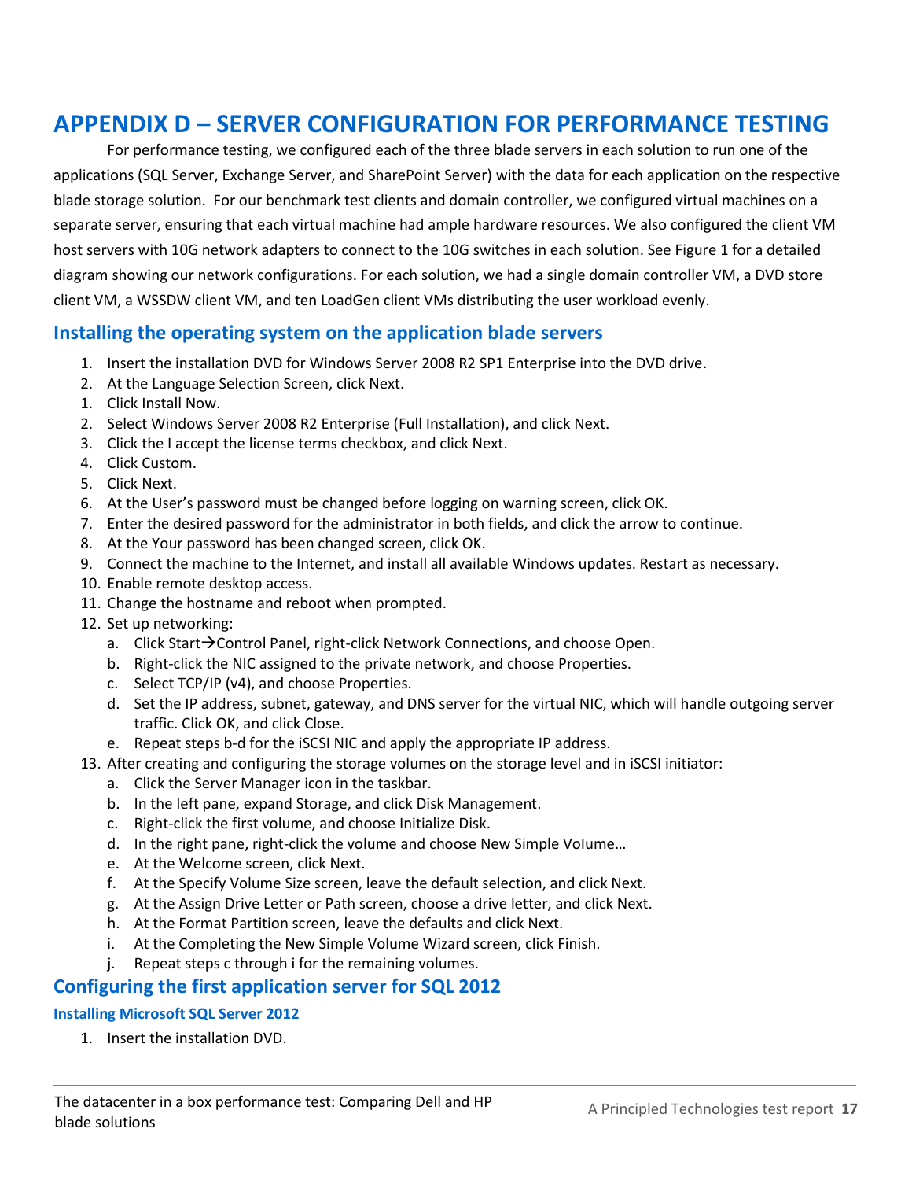# APPENDIX D – SERVER CONFIGURATION FOR PERFORMANCE TESTING

For performance testing, we configured each of the three blade servers in each solution to run one of the applications (SQL Server, Exchange Server, and SharePoint Server) with the data for each application on the respective blade storage solution. For our benchmark test clients and domain controller, we configured virtual machines on a separate server, ensuring that each virtual machine had ample hardware resources. We also configured the client VM host servers with 10G network adapters to connect to the 10G switches in each solution. See Figure 1 for a detailed diagram showing our network configurations. For each solution, we had a single domain controller VM, a DVD store client VM, a WSSDW client VM, and ten LoadGen client VMs distributing the user workload evenly.

## Installing the operating system on the application blade servers

1. Insert the installation DVD for Windows Server 2008 R2 SP1 Enterprise into the DVD drive.
2. At the Language Selection Screen, click Next.
1. Click Install Now.
2. Select Windows Server 2008 R2 Enterprise (Full Installation), and click Next.
3. Click the I accept the license terms checkbox, and click Next.
4. Click Custom.
5. Click Next.
6. At the User's password must be changed before logging on warning screen, click OK.
7. Enter the desired password for the administrator in both fields, and click the arrow to continue.
8. At the Your password has been changed screen, click OK.
9. Connect the machine to the Internet, and install all available Windows updates. Restart as necessary.
10. Enable remote desktop access.
11. Change the hostname and reboot when prompted.
12. Set up networking:
    a. Click Start→Control Panel, right-click Network Connections, and choose Open.
    b. Right-click the NIC assigned to the private network, and choose Properties.
    c. Select TCP/IP (v4), and choose Properties.
    d. Set the IP address, subnet, gateway, and DNS server for the virtual NIC, which will handle outgoing server traffic. Click OK, and click Close.
    e. Repeat steps b-d for the iSCSI NIC and apply the appropriate IP address.
13. After creating and configuring the storage volumes on the storage level and in iSCSI initiator:
    a. Click the Server Manager icon in the taskbar.
    b. In the left pane, expand Storage, and click Disk Management.
    c. Right-click the first volume, and choose Initialize Disk.
    d. In the right pane, right-click the volume and choose New Simple VoIume…
    e. At the Welcome screen, click Next.
    f. At the Specify Volume Size screen, leave the default selection, and click Next.
    g. At the Assign Drive Letter or Path screen, choose a drive letter, and click Next.
    h. At the Format Partition screen, leave the defaults and click Next.
    i. At the Completing the New Simple Volume Wizard screen, click Finish.
    j. Repeat steps c through i for the remaining volumes.

## Configuring the first application server for SQL 2012

### Installing Microsoft SQL Server 2012

1. Insert the installation DVD.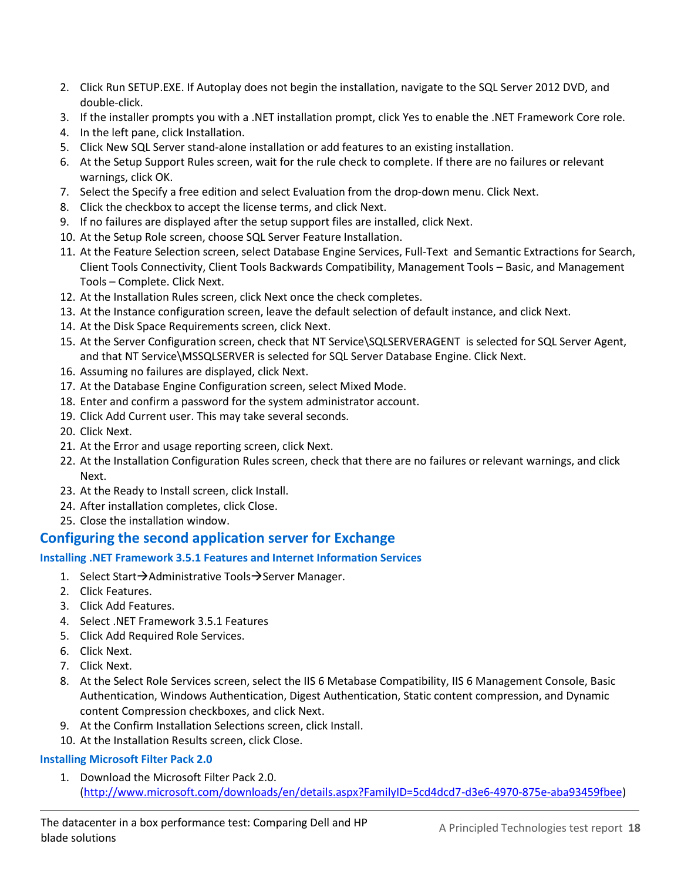2. Click Run SETUP.EXE. If Autoplay does not begin the installation, navigate to the SQL Server 2012 DVD, and double-click.
3. If the installer prompts you with a .NET installation prompt, click Yes to enable the .NET Framework Core role.
4. In the left pane, click Installation.
5. Click New SQL Server stand-alone installation or add features to an existing installation.
6. At the Setup Support Rules screen, wait for the rule check to complete. If there are no failures or relevant warnings, click OK.
7. Select the Specify a free edition and select Evaluation from the drop-down menu. Click Next.
8. Click the checkbox to accept the license terms, and click Next.
9. If no failures are displayed after the setup support files are installed, click Next.
10. At the Setup Role screen, choose SQL Server Feature Installation.
11. At the Feature Selection screen, select Database Engine Services, Full-Text and Semantic Extractions for Search, Client Tools Connectivity, Client Tools Backwards Compatibility, Management Tools – Basic, and Management Tools – Complete. Click Next.
12. At the Installation Rules screen, click Next once the check completes.
13. At the Instance configuration screen, leave the default selection of default instance, and click Next.
14. At the Disk Space Requirements screen, click Next.
15. At the Server Configuration screen, check that NT Service\SQLSERVERAGENT is selected for SQL Server Agent, and that NT Service\MSSQLSERVER is selected for SQL Server Database Engine. Click Next.
16. Assuming no failures are displayed, click Next.
17. At the Database Engine Configuration screen, select Mixed Mode.
18. Enter and confirm a password for the system administrator account.
19. Click Add Current user. This may take several seconds.
20. Click Next.
21. At the Error and usage reporting screen, click Next.
22. At the Installation Configuration Rules screen, check that there are no failures or relevant warnings, and click Next.
23. At the Ready to Install screen, click Install.
24. After installation completes, click Close.
25. Close the installation window.

## Configuring the second application server for Exchange

### Installing .NET Framework 3.5.1 Features and Internet Information Services

1. Select Start→Administrative Tools→Server Manager.
2. Click Features.
3. Click Add Features.
4. Select .NET Framework 3.5.1 Features
5. Click Add Required Role Services.
6. Click Next.
7. Click Next.
8. At the Select Role Services screen, select the IIS 6 Metabase Compatibility, IIS 6 Management Console, Basic Authentication, Windows Authentication, Digest Authentication, Static content compression, and Dynamic content Compression checkboxes, and click Next.
9. At the Confirm Installation Selections screen, click Install.
10. At the Installation Results screen, click Close.

### Installing Microsoft Filter Pack 2.0

1. Download the Microsoft Filter Pack 2.0. (http://www.microsoft.com/downloads/en/details.aspx?FamilyID=5cd4dcd7-d3e6-4970-875e-aba93459fbee)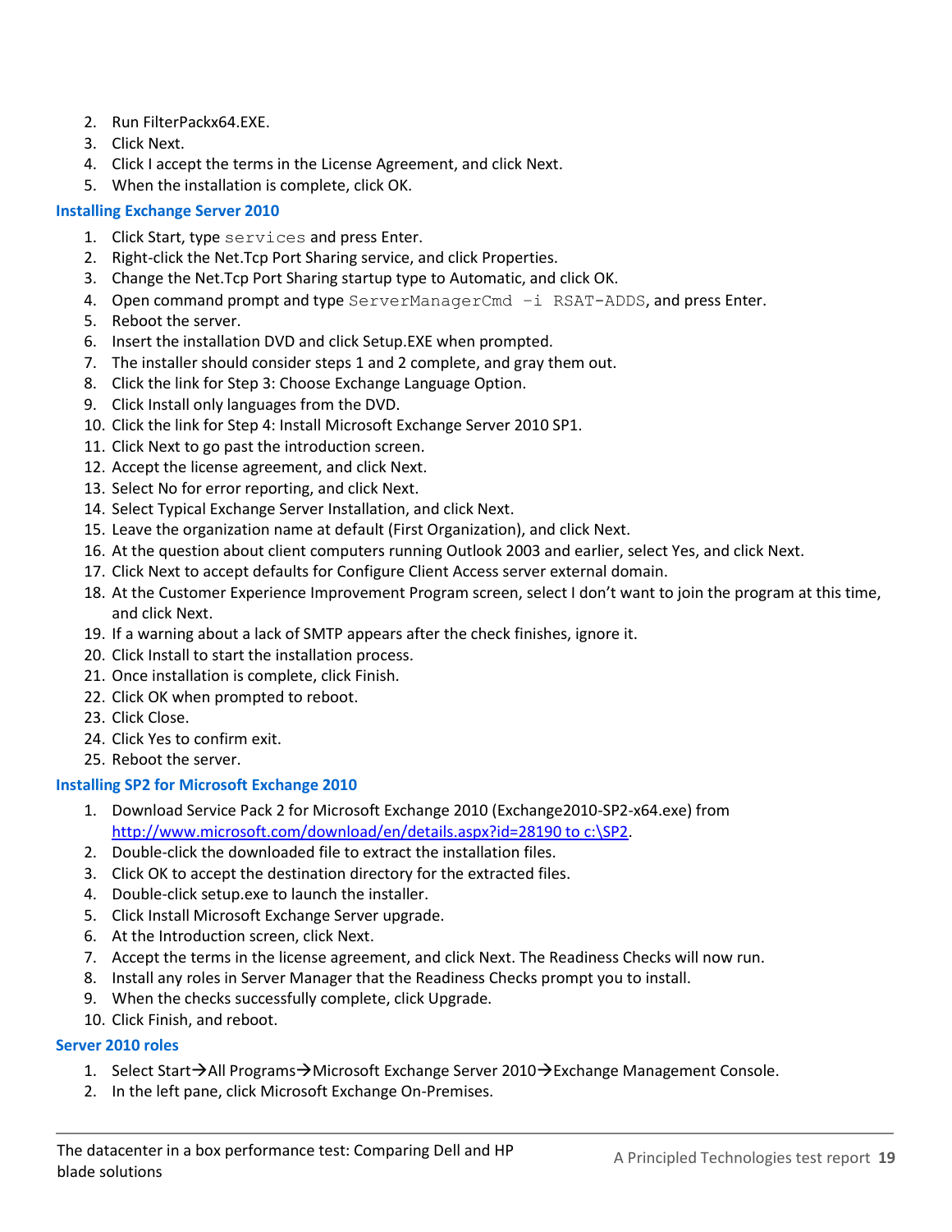2. Run FilterPackx64.EXE.
3. Click Next.
4. Click I accept the terms in the License Agreement, and click Next.
5. When the installation is complete, click OK.

### Installing Exchange Server 2010

1. Click Start, type `services` and press Enter.
2. Right-click the Net.Tcp Port Sharing service, and click Properties.
3. Change the Net.Tcp Port Sharing startup type to Automatic, and click OK.
4. Open command prompt and type `ServerManagerCmd –i RSAT-ADDS`, and press Enter.
5. Reboot the server.
6. Insert the installation DVD and click Setup.EXE when prompted.
7. The installer should consider steps 1 and 2 complete, and gray them out.
8. Click the link for Step 3: Choose Exchange Language Option.
9. Click Install only languages from the DVD.
10. Click the link for Step 4: Install Microsoft Exchange Server 2010 SP1.
11. Click Next to go past the introduction screen.
12. Accept the license agreement, and click Next.
13. Select No for error reporting, and click Next.
14. Select Typical Exchange Server Installation, and click Next.
15. Leave the organization name at default (First Organization), and click Next.
16. At the question about client computers running Outlook 2003 and earlier, select Yes, and click Next.
17. Click Next to accept defaults for Configure Client Access server external domain.
18. At the Customer Experience Improvement Program screen, select I don't want to join the program at this time, and click Next.
19. If a warning about a lack of SMTP appears after the check finishes, ignore it.
20. Click Install to start the installation process.
21. Once installation is complete, click Finish.
22. Click OK when prompted to reboot.
23. Click Close.
24. Click Yes to confirm exit.
25. Reboot the server.

### Installing SP2 for Microsoft Exchange 2010

1. Download Service Pack 2 for Microsoft Exchange 2010 (Exchange2010-SP2-x64.exe) from http://www.microsoft.com/download/en/details.aspx?id=28190 to c:\SP2.
2. Double-click the downloaded file to extract the installation files.
3. Click OK to accept the destination directory for the extracted files.
4. Double-click setup.exe to launch the installer.
5. Click Install Microsoft Exchange Server upgrade.
6. At the Introduction screen, click Next.
7. Accept the terms in the license agreement, and click Next. The Readiness Checks will now run.
8. Install any roles in Server Manager that the Readiness Checks prompt you to install.
9. When the checks successfully complete, click Upgrade.
10. Click Finish, and reboot.

### Server 2010 roles

1. Select Start→All Programs→Microsoft Exchange Server 2010→Exchange Management Console.
2. In the left pane, click Microsoft Exchange On-Premises.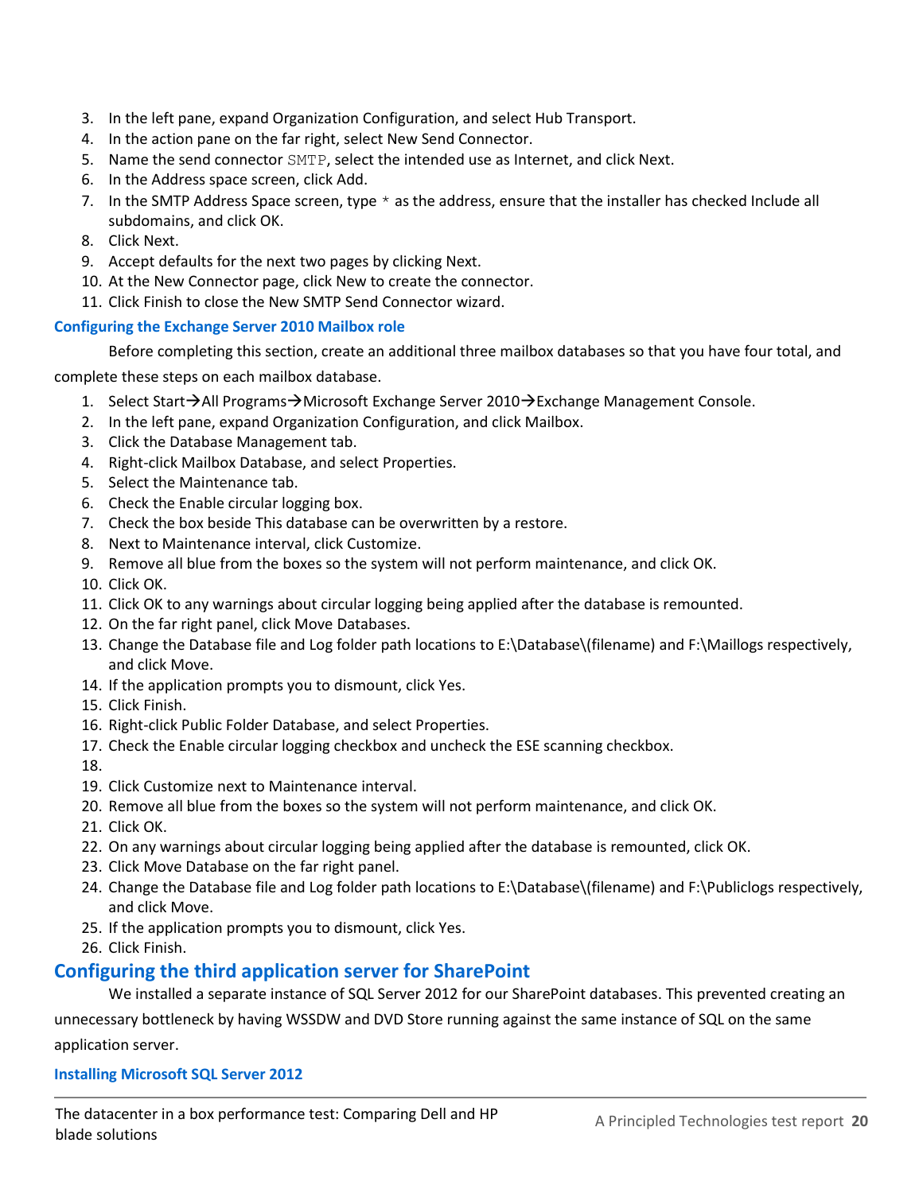3. In the left pane, expand Organization Configuration, and select Hub Transport.
4. In the action pane on the far right, select New Send Connector.
5. Name the send connector `SMTP`, select the intended use as Internet, and click Next.
6. In the Address space screen, click Add.
7. In the SMTP Address Space screen, type `*` as the address, ensure that the installer has checked Include all subdomains, and click OK.
8. Click Next.
9. Accept defaults for the next two pages by clicking Next.
10. At the New Connector page, click New to create the connector.
11. Click Finish to close the New SMTP Send Connector wizard.

### Configuring the Exchange Server 2010 Mailbox role

Before completing this section, create an additional three mailbox databases so that you have four total, and complete these steps on each mailbox database.

1. Select Start→All Programs→Microsoft Exchange Server 2010→Exchange Management Console.
2. In the left pane, expand Organization Configuration, and click Mailbox.
3. Click the Database Management tab.
4. Right-click Mailbox Database, and select Properties.
5. Select the Maintenance tab.
6. Check the Enable circular logging box.
7. Check the box beside This database can be overwritten by a restore.
8. Next to Maintenance interval, click Customize.
9. Remove all blue from the boxes so the system will not perform maintenance, and click OK.
10. Click OK.
11. Click OK to any warnings about circular logging being applied after the database is remounted.
12. On the far right panel, click Move Databases.
13. Change the Database file and Log folder path locations to E:\Database\(filename) and F:\Maillogs respectively, and click Move.
14. If the application prompts you to dismount, click Yes.
15. Click Finish.
16. Right-click Public Folder Database, and select Properties.
17. Check the Enable circular logging checkbox and uncheck the ESE scanning checkbox.
18. 
19. Click Customize next to Maintenance interval.
20. Remove all blue from the boxes so the system will not perform maintenance, and click OK.
21. Click OK.
22. On any warnings about circular logging being applied after the database is remounted, click OK.
23. Click Move Database on the far right panel.
24. Change the Database file and Log folder path locations to E:\Database\(filename) and F:\Publiclogs respectively, and click Move.
25. If the application prompts you to dismount, click Yes.
26. Click Finish.

## Configuring the third application server for SharePoint

We installed a separate instance of SQL Server 2012 for our SharePoint databases. This prevented creating an unnecessary bottleneck by having WSSDW and DVD Store running against the same instance of SQL on the same application server.

### Installing Microsoft SQL Server 2012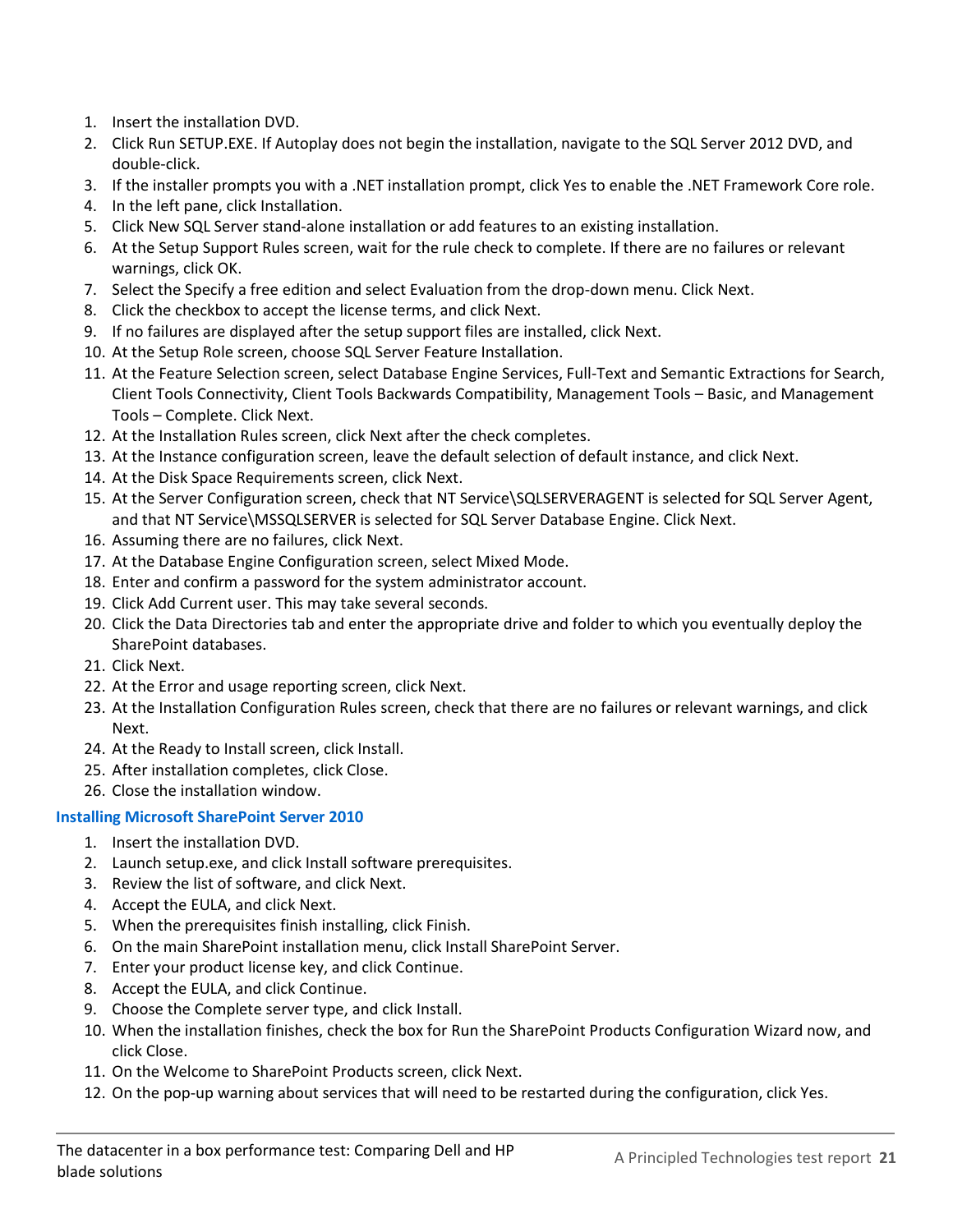1. Insert the installation DVD.
2. Click Run SETUP.EXE. If Autoplay does not begin the installation, navigate to the SQL Server 2012 DVD, and double-click.
3. If the installer prompts you with a .NET installation prompt, click Yes to enable the .NET Framework Core role.
4. In the left pane, click Installation.
5. Click New SQL Server stand-alone installation or add features to an existing installation.
6. At the Setup Support Rules screen, wait for the rule check to complete. If there are no failures or relevant warnings, click OK.
7. Select the Specify a free edition and select Evaluation from the drop-down menu. Click Next.
8. Click the checkbox to accept the license terms, and click Next.
9. If no failures are displayed after the setup support files are installed, click Next.
10. At the Setup Role screen, choose SQL Server Feature Installation.
11. At the Feature Selection screen, select Database Engine Services, Full-Text and Semantic Extractions for Search, Client Tools Connectivity, Client Tools Backwards Compatibility, Management Tools – Basic, and Management Tools – Complete. Click Next.
12. At the Installation Rules screen, click Next after the check completes.
13. At the Instance configuration screen, leave the default selection of default instance, and click Next.
14. At the Disk Space Requirements screen, click Next.
15. At the Server Configuration screen, check that NT Service\SQLSERVERAGENT is selected for SQL Server Agent, and that NT Service\MSSQLSERVER is selected for SQL Server Database Engine. Click Next.
16. Assuming there are no failures, click Next.
17. At the Database Engine Configuration screen, select Mixed Mode.
18. Enter and confirm a password for the system administrator account.
19. Click Add Current user. This may take several seconds.
20. Click the Data Directories tab and enter the appropriate drive and folder to which you eventually deploy the SharePoint databases.
21. Click Next.
22. At the Error and usage reporting screen, click Next.
23. At the Installation Configuration Rules screen, check that there are no failures or relevant warnings, and click Next.
24. At the Ready to Install screen, click Install.
25. After installation completes, click Close.
26. Close the installation window.

### Installing Microsoft SharePoint Server 2010

1. Insert the installation DVD.
2. Launch setup.exe, and click Install software prerequisites.
3. Review the list of software, and click Next.
4. Accept the EULA, and click Next.
5. When the prerequisites finish installing, click Finish.
6. On the main SharePoint installation menu, click Install SharePoint Server.
7. Enter your product license key, and click Continue.
8. Accept the EULA, and click Continue.
9. Choose the Complete server type, and click Install.
10. When the installation finishes, check the box for Run the SharePoint Products Configuration Wizard now, and click Close.
11. On the Welcome to SharePoint Products screen, click Next.
12. On the pop-up warning about services that will need to be restarted during the configuration, click Yes.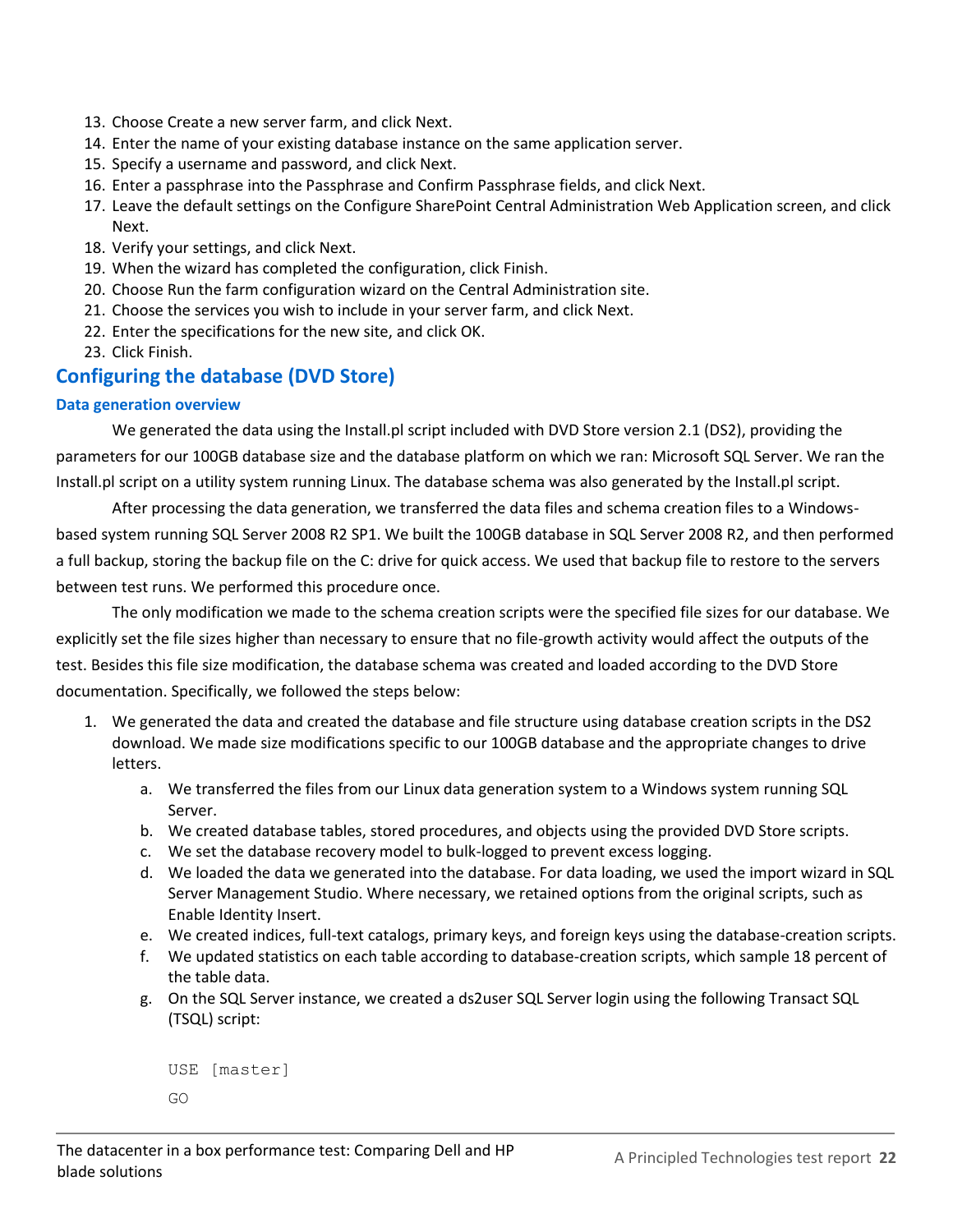13. Choose Create a new server farm, and click Next.
14. Enter the name of your existing database instance on the same application server.
15. Specify a username and password, and click Next.
16. Enter a passphrase into the Passphrase and Confirm Passphrase fields, and click Next.
17. Leave the default settings on the Configure SharePoint Central Administration Web Application screen, and click Next.
18. Verify your settings, and click Next.
19. When the wizard has completed the configuration, click Finish.
20. Choose Run the farm configuration wizard on the Central Administration site.
21. Choose the services you wish to include in your server farm, and click Next.
22. Enter the specifications for the new site, and click OK.
23. Click Finish.

## Configuring the database (DVD Store)

### Data generation overview

We generated the data using the Install.pl script included with DVD Store version 2.1 (DS2), providing the parameters for our 100GB database size and the database platform on which we ran: Microsoft SQL Server. We ran the Install.pl script on a utility system running Linux. The database schema was also generated by the Install.pl script.

After processing the data generation, we transferred the data files and schema creation files to a Windows-based system running SQL Server 2008 R2 SP1. We built the 100GB database in SQL Server 2008 R2, and then performed a full backup, storing the backup file on the C: drive for quick access. We used that backup file to restore to the servers between test runs. We performed this procedure once.

The only modification we made to the schema creation scripts were the specified file sizes for our database. We explicitly set the file sizes higher than necessary to ensure that no file-growth activity would affect the outputs of the test. Besides this file size modification, the database schema was created and loaded according to the DVD Store documentation. Specifically, we followed the steps below:

1. We generated the data and created the database and file structure using database creation scripts in the DS2 download. We made size modifications specific to our 100GB database and the appropriate changes to drive letters.
    a. We transferred the files from our Linux data generation system to a Windows system running SQL Server.
    b. We created database tables, stored procedures, and objects using the provided DVD Store scripts.
    c. We set the database recovery model to bulk-logged to prevent excess logging.
    d. We loaded the data we generated into the database. For data loading, we used the import wizard in SQL Server Management Studio. Where necessary, we retained options from the original scripts, such as Enable Identity Insert.
    e. We created indices, full-text catalogs, primary keys, and foreign keys using the database-creation scripts.
    f. We updated statistics on each table according to database-creation scripts, which sample 18 percent of the table data.
    g. On the SQL Server instance, we created a ds2user SQL Server login using the following Transact SQL (TSQL) script:

```
USE [master]
GO
```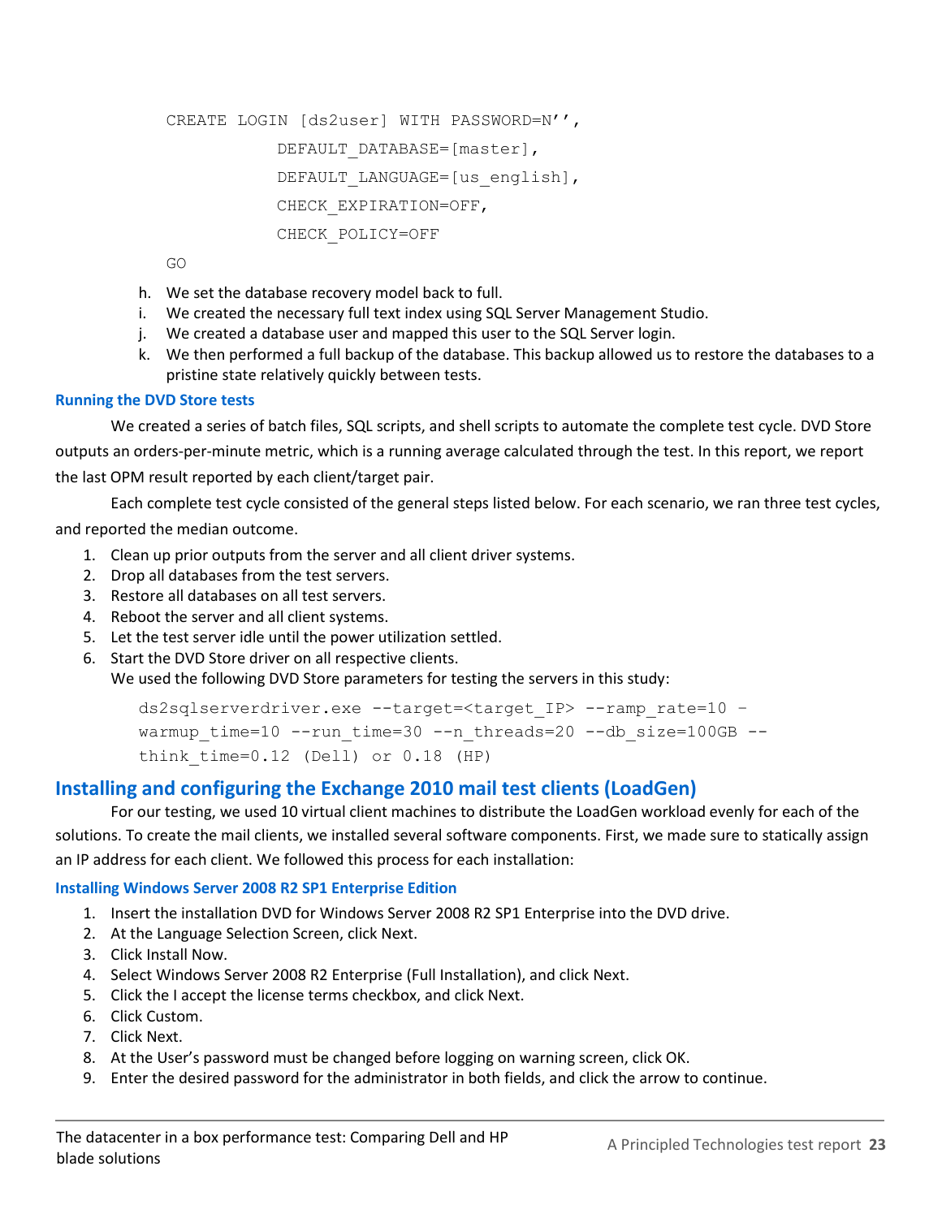```
CREATE LOGIN [ds2user] WITH PASSWORD=N'',
            DEFAULT_DATABASE=[master],
            DEFAULT_LANGUAGE=[us_english],
            CHECK_EXPIRATION=OFF,
            CHECK_POLICY=OFF
GO
```

h. We set the database recovery model back to full.
i. We created the necessary full text index using SQL Server Management Studio.
j. We created a database user and mapped this user to the SQL Server login.
k. We then performed a full backup of the database. This backup allowed us to restore the databases to a pristine state relatively quickly between tests.

### Running the DVD Store tests

We created a series of batch files, SQL scripts, and shell scripts to automate the complete test cycle. DVD Store outputs an orders-per-minute metric, which is a running average calculated through the test. In this report, we report the last OPM result reported by each client/target pair.

Each complete test cycle consisted of the general steps listed below. For each scenario, we ran three test cycles, and reported the median outcome.

1. Clean up prior outputs from the server and all client driver systems.
2. Drop all databases from the test servers.
3. Restore all databases on all test servers.
4. Reboot the server and all client systems.
5. Let the test server idle until the power utilization settled.
6. Start the DVD Store driver on all respective clients.
   We used the following DVD Store parameters for testing the servers in this study:

```
ds2sqlserverdriver.exe --target=<target_IP> --ramp_rate=10 –
warmup_time=10 --run_time=30 --n_threads=20 --db_size=100GB --
think_time=0.12 (Dell) or 0.18 (HP)
```

## Installing and configuring the Exchange 2010 mail test clients (LoadGen)

For our testing, we used 10 virtual client machines to distribute the LoadGen workload evenly for each of the solutions. To create the mail clients, we installed several software components. First, we made sure to statically assign an IP address for each client. We followed this process for each installation:

### Installing Windows Server 2008 R2 SP1 Enterprise Edition

1. Insert the installation DVD for Windows Server 2008 R2 SP1 Enterprise into the DVD drive.
2. At the Language Selection Screen, click Next.
3. Click Install Now.
4. Select Windows Server 2008 R2 Enterprise (Full Installation), and click Next.
5. Click the I accept the license terms checkbox, and click Next.
6. Click Custom.
7. Click Next.
8. At the User's password must be changed before logging on warning screen, click OK.
9. Enter the desired password for the administrator in both fields, and click the arrow to continue.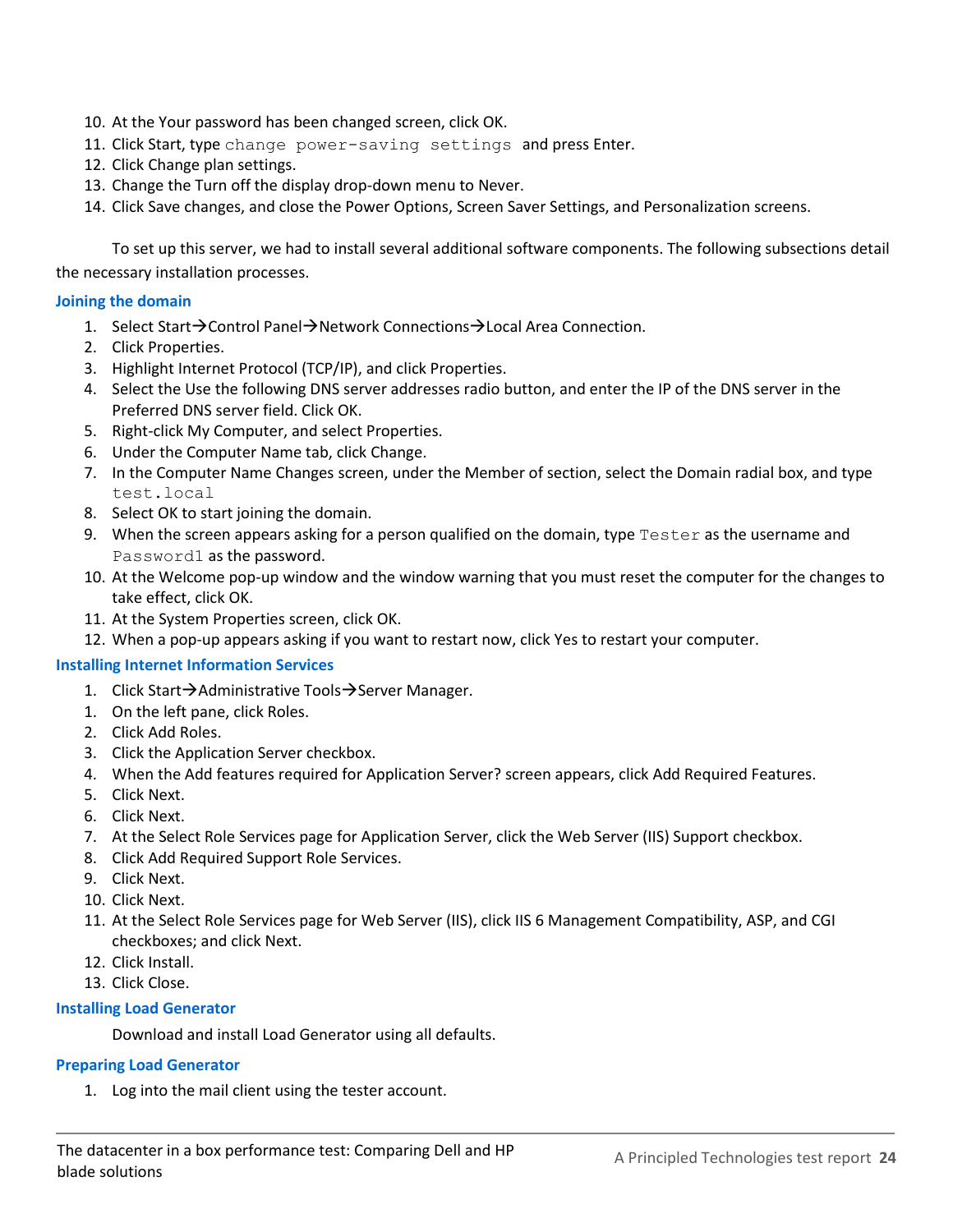10. At the Your password has been changed screen, click OK.
11. Click Start, type `change power-saving settings` and press Enter.
12. Click Change plan settings.
13. Change the Turn off the display drop-down menu to Never.
14. Click Save changes, and close the Power Options, Screen Saver Settings, and Personalization screens.

To set up this server, we had to install several additional software components. The following subsections detail the necessary installation processes.

### Joining the domain

1. Select Start→Control Panel→Network Connections→Local Area Connection.
2. Click Properties.
3. Highlight Internet Protocol (TCP/IP), and click Properties.
4. Select the Use the following DNS server addresses radio button, and enter the IP of the DNS server in the Preferred DNS server field. Click OK.
5. Right-click My Computer, and select Properties.
6. Under the Computer Name tab, click Change.
7. In the Computer Name Changes screen, under the Member of section, select the Domain radial box, and type `test.local`
8. Select OK to start joining the domain.
9. When the screen appears asking for a person qualified on the domain, type `Tester` as the username and `Password1` as the password.
10. At the Welcome pop-up window and the window warning that you must reset the computer for the changes to take effect, click OK.
11. At the System Properties screen, click OK.
12. When a pop-up appears asking if you want to restart now, click Yes to restart your computer.

### Installing Internet Information Services

1. Click Start→Administrative Tools→Server Manager.
1. On the left pane, click Roles.
2. Click Add Roles.
3. Click the Application Server checkbox.
4. When the Add features required for Application Server? screen appears, click Add Required Features.
5. Click Next.
6. Click Next.
7. At the Select Role Services page for Application Server, click the Web Server (IIS) Support checkbox.
8. Click Add Required Support Role Services.
9. Click Next.
10. Click Next.
11. At the Select Role Services page for Web Server (IIS), click IIS 6 Management Compatibility, ASP, and CGI checkboxes; and click Next.
12. Click Install.
13. Click Close.

### Installing Load Generator

Download and install Load Generator using all defaults.

### Preparing Load Generator

1. Log into the mail client using the tester account.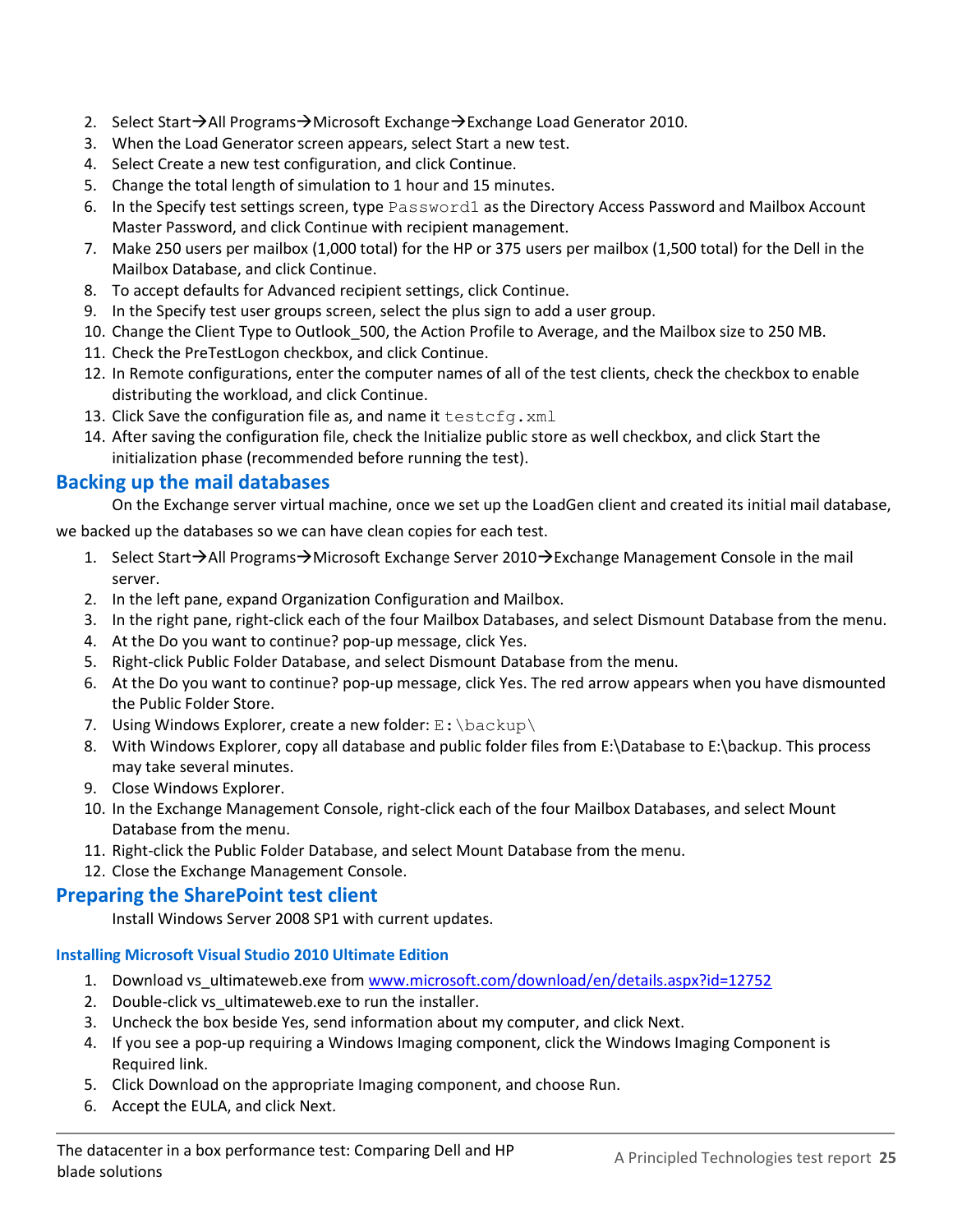2. Select Start→All Programs→Microsoft Exchange→Exchange Load Generator 2010.
3. When the Load Generator screen appears, select Start a new test.
4. Select Create a new test configuration, and click Continue.
5. Change the total length of simulation to 1 hour and 15 minutes.
6. In the Specify test settings screen, type `Password1` as the Directory Access Password and Mailbox Account Master Password, and click Continue with recipient management.
7. Make 250 users per mailbox (1,000 total) for the HP or 375 users per mailbox (1,500 total) for the Dell in the Mailbox Database, and click Continue.
8. To accept defaults for Advanced recipient settings, click Continue.
9. In the Specify test user groups screen, select the plus sign to add a user group.
10. Change the Client Type to Outlook_500, the Action Profile to Average, and the Mailbox size to 250 MB.
11. Check the PreTestLogon checkbox, and click Continue.
12. In Remote configurations, enter the computer names of all of the test clients, check the checkbox to enable distributing the workload, and click Continue.
13. Click Save the configuration file as, and name it `testcfg.xml`
14. After saving the configuration file, check the Initialize public store as well checkbox, and click Start the initialization phase (recommended before running the test).

## Backing up the mail databases

On the Exchange server virtual machine, once we set up the LoadGen client and created its initial mail database, we backed up the databases so we can have clean copies for each test.

1. Select Start→All Programs→Microsoft Exchange Server 2010→Exchange Management Console in the mail server.
2. In the left pane, expand Organization Configuration and Mailbox.
3. In the right pane, right-click each of the four Mailbox Databases, and select Dismount Database from the menu.
4. At the Do you want to continue? pop-up message, click Yes.
5. Right-click Public Folder Database, and select Dismount Database from the menu.
6. At the Do you want to continue? pop-up message, click Yes. The red arrow appears when you have dismounted the Public Folder Store.
7. Using Windows Explorer, create a new folder: `E:\backup\`
8. With Windows Explorer, copy all database and public folder files from E:\Database to E:\backup. This process may take several minutes.
9. Close Windows Explorer.
10. In the Exchange Management Console, right-click each of the four Mailbox Databases, and select Mount Database from the menu.
11. Right-click the Public Folder Database, and select Mount Database from the menu.
12. Close the Exchange Management Console.

## Preparing the SharePoint test client

Install Windows Server 2008 SP1 with current updates.

### Installing Microsoft Visual Studio 2010 Ultimate Edition

1. Download vs_ultimateweb.exe from [www.microsoft.com/download/en/details.aspx?id=12752](www.microsoft.com/download/en/details.aspx?id=12752)
2. Double-click vs_ultimateweb.exe to run the installer.
3. Uncheck the box beside Yes, send information about my computer, and click Next.
4. If you see a pop-up requiring a Windows Imaging component, click the Windows Imaging Component is Required link.
5. Click Download on the appropriate Imaging component, and choose Run.
6. Accept the EULA, and click Next.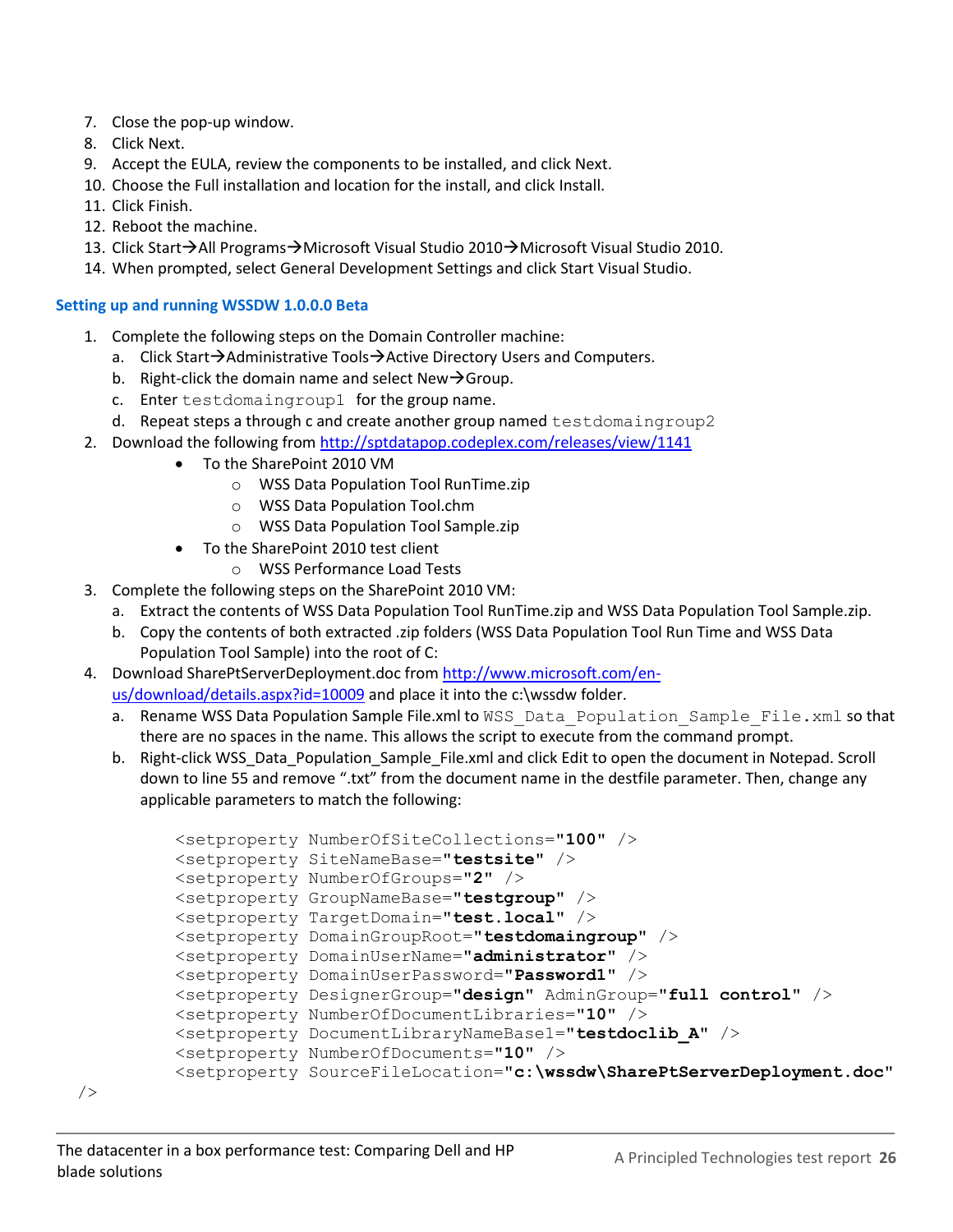7. Close the pop-up window.
8. Click Next.
9. Accept the EULA, review the components to be installed, and click Next.
10. Choose the Full installation and location for the install, and click Install.
11. Click Finish.
12. Reboot the machine.
13. Click Start→All Programs→Microsoft Visual Studio 2010→Microsoft Visual Studio 2010.
14. When prompted, select General Development Settings and click Start Visual Studio.

### Setting up and running WSSDW 1.0.0.0 Beta

1. Complete the following steps on the Domain Controller machine:
   a. Click Start→Administrative Tools→Active Directory Users and Computers.
   b. Right-click the domain name and select New→Group.
   c. Enter `testdomaingroup1` for the group name.
   d. Repeat steps a through c and create another group named `testdomaingroup2`
2. Download the following from http://sptdatapop.codeplex.com/releases/view/1141
   - To the SharePoint 2010 VM
     - WSS Data Population Tool RunTime.zip
     - WSS Data Population Tool.chm
     - WSS Data Population Tool Sample.zip
   - To the SharePoint 2010 test client
     - WSS Performance Load Tests
3. Complete the following steps on the SharePoint 2010 VM:
   a. Extract the contents of WSS Data Population Tool RunTime.zip and WSS Data Population Tool Sample.zip.
   b. Copy the contents of both extracted .zip folders (WSS Data Population Tool Run Time and WSS Data Population Tool Sample) into the root of C:
4. Download SharePtServerDeployment.doc from http://www.microsoft.com/en-us/download/details.aspx?id=10009 and place it into the c:\wssdw folder.
   a. Rename WSS Data Population Sample File.xml to `WSS_Data_Population_Sample_File.xml` so that there are no spaces in the name. This allows the script to execute from the command prompt.
   b. Right-click WSS_Data_Population_Sample_File.xml and click Edit to open the document in Notepad. Scroll down to line 55 and remove ".txt" from the document name in the destfile parameter. Then, change any applicable parameters to match the following:

```
<setproperty NumberOfSiteCollections="100" />
<setproperty SiteNameBase="testsite" />
<setproperty NumberOfGroups="2" />
<setproperty GroupNameBase="testgroup" />
<setproperty TargetDomain="test.local" />
<setproperty DomainGroupRoot="testdomaingroup" />
<setproperty DomainUserName="administrator" />
<setproperty DomainUserPassword="Password1" />
<setproperty DesignerGroup="design" AdminGroup="full control" />
<setproperty NumberOfDocumentLibraries="10" />
<setproperty DocumentLibraryNameBase1="testdoclib_A" />
<setproperty NumberOfDocuments="10" />
<setproperty SourceFileLocation="c:\wssdw\SharePtServerDeployment.doc"
/>
```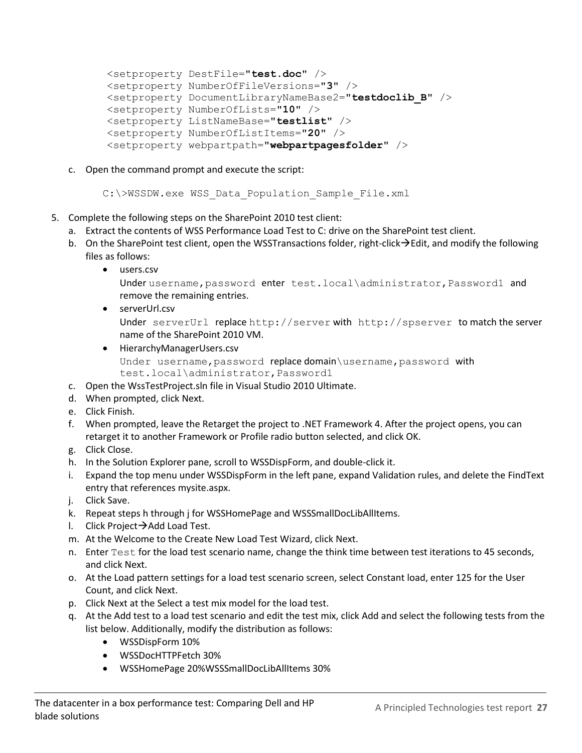```
<setproperty DestFile="test.doc" />
<setproperty NumberOfFileVersions="3" />
<setproperty DocumentLibraryNameBase2="testdoclib_B" />
<setproperty NumberOfLists="10" />
<setproperty ListNameBase="testlist" />
<setproperty NumberOfListItems="20" />
<setproperty webpartpath="webpartpagesfolder" />
```

c. Open the command prompt and execute the script:

```
C:\>WSSDW.exe WSS_Data_Population_Sample_File.xml
```

5. Complete the following steps on the SharePoint 2010 test client:
   a. Extract the contents of WSS Performance Load Test to C: drive on the SharePoint test client.
   b. On the SharePoint test client, open the WSSTransactions folder, right-click→Edit, and modify the following files as follows:
      - users.csv
        Under `username,password` enter `test.local\administrator,Password1` and remove the remaining entries.
      - serverUrl.csv
        Under `serverUrl` replace `http://server` with `http://spserver` to match the server name of the SharePoint 2010 VM.
      - HierarchyManagerUsers.csv
        `Under username,password` replace domain`\username,password` with `test.local\administrator,Password1`
   c. Open the WssTestProject.sln file in Visual Studio 2010 Ultimate.
   d. When prompted, click Next.
   e. Click Finish.
   f. When prompted, leave the Retarget the project to .NET Framework 4. After the project opens, you can retarget it to another Framework or Profile radio button selected, and click OK.
   g. Click Close.
   h. In the Solution Explorer pane, scroll to WSSDispForm, and double-click it.
   i. Expand the top menu under WSSDispForm in the left pane, expand Validation rules, and delete the FindText entry that references mysite.aspx.
   j. Click Save.
   k. Repeat steps h through j for WSSHomePage and WSSSmallDocLibAllItems.
   l. Click Project→Add Load Test.
   m. At the Welcome to the Create New Load Test Wizard, click Next.
   n. Enter `Test` for the load test scenario name, change the think time between test iterations to 45 seconds, and click Next.
   o. At the Load pattern settings for a load test scenario screen, select Constant load, enter 125 for the User Count, and click Next.
   p. Click Next at the Select a test mix model for the load test.
   q. At the Add test to a load test scenario and edit the test mix, click Add and select the following tests from the list below. Additionally, modify the distribution as follows:
      - WSSDispForm 10%
      - WSSDocHTTPFetch 30%
      - WSSHomePage 20%WSSSmallDocLibAllItems 30%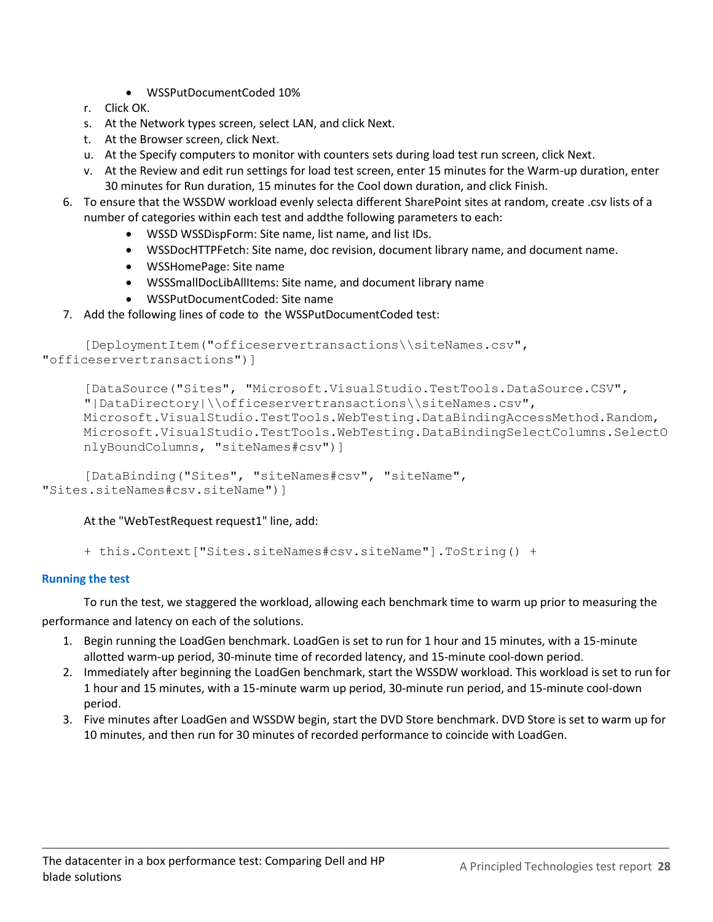- WSSPutDocumentCoded 10%

r. Click OK.

s. At the Network types screen, select LAN, and click Next.

t. At the Browser screen, click Next.

u. At the Specify computers to monitor with counters sets during load test run screen, click Next.

v. At the Review and edit run settings for load test screen, enter 15 minutes for the Warm-up duration, enter 30 minutes for Run duration, 15 minutes for the Cool down duration, and click Finish.

6. To ensure that the WSSDW workload evenly selecta different SharePoint sites at random, create .csv lists of a number of categories within each test and addthe following parameters to each:
   - WSSD WSSDispForm: Site name, list name, and list IDs.
   - WSSDocHTTPFetch: Site name, doc revision, document library name, and document name.
   - WSSHomePage: Site name
   - WSSSmallDocLibAllItems: Site name, and document library name
   - WSSPutDocumentCoded: Site name
7. Add the following lines of code to the WSSPutDocumentCoded test:

```
[DeploymentItem("officeservertransactions\\siteNames.csv",
"officeservertransactions")]

[DataSource("Sites", "Microsoft.VisualStudio.TestTools.DataSource.CSV",
"|DataDirectory|\\officeservertransactions\\siteNames.csv",
Microsoft.VisualStudio.TestTools.WebTesting.DataBindingAccessMethod.Random,
Microsoft.VisualStudio.TestTools.WebTesting.DataBindingSelectColumns.SelectOnlyBoundColumns, "siteNames#csv")]

[DataBinding("Sites", "siteNames#csv", "siteName",
"Sites.siteNames#csv.siteName")]
```

At the "WebTestRequest request1" line, add:

```
+ this.Context["Sites.siteNames#csv.siteName"].ToString() +
```

### Running the test

To run the test, we staggered the workload, allowing each benchmark time to warm up prior to measuring the performance and latency on each of the solutions.

1. Begin running the LoadGen benchmark. LoadGen is set to run for 1 hour and 15 minutes, with a 15-minute allotted warm-up period, 30-minute time of recorded latency, and 15-minute cool-down period.
2. Immediately after beginning the LoadGen benchmark, start the WSSDW workload. This workload is set to run for 1 hour and 15 minutes, with a 15-minute warm up period, 30-minute run period, and 15-minute cool-down period.
3. Five minutes after LoadGen and WSSDW begin, start the DVD Store benchmark. DVD Store is set to warm up for 10 minutes, and then run for 30 minutes of recorded performance to coincide with LoadGen.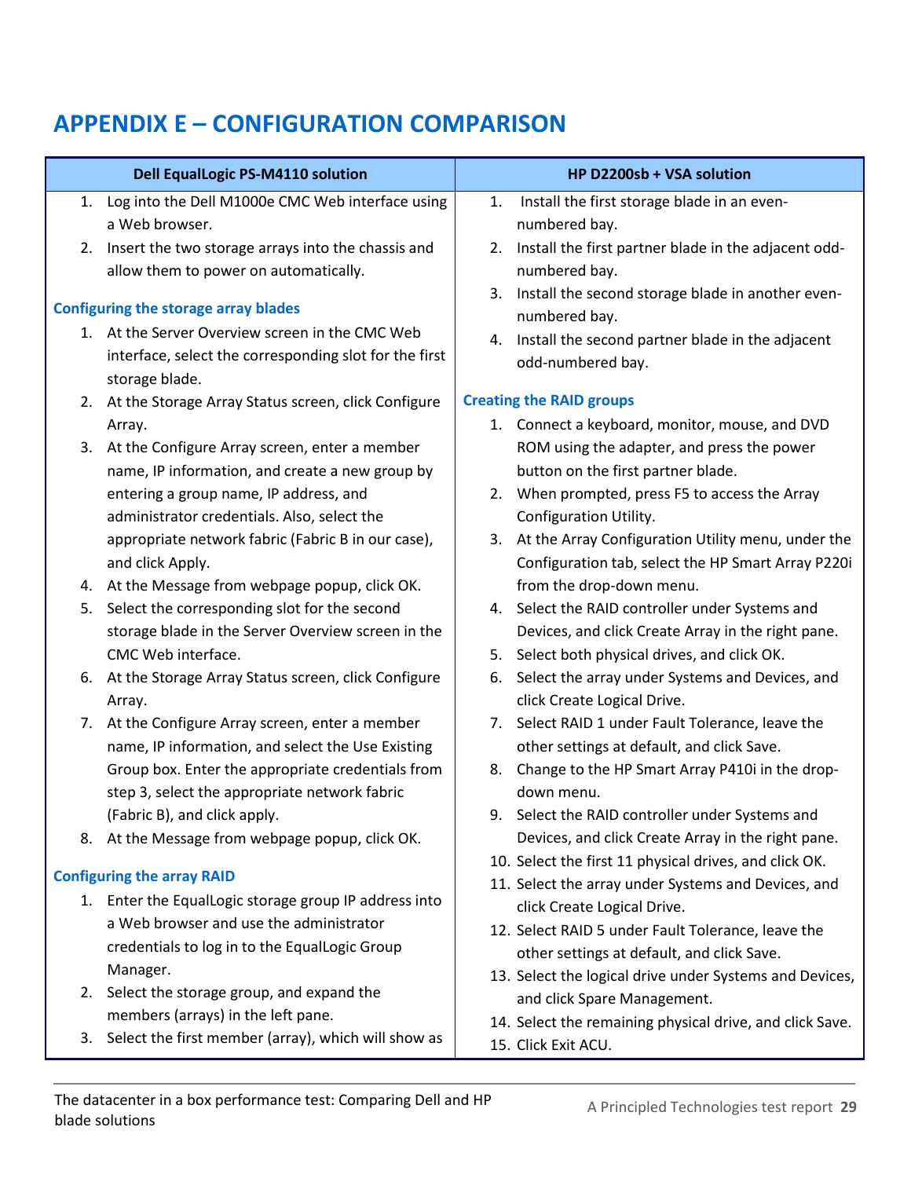# APPENDIX E – CONFIGURATION COMPARISON

| Dell EqualLogic PS-M4110 solution | HP D2200sb + VSA solution |
|---|---|
| 1. Log into the Dell M1000e CMC Web interface using a Web browser.<br>2. Insert the two storage arrays into the chassis and allow them to power on automatically.<br><br>**Configuring the storage array blades**<br>1. At the Server Overview screen in the CMC Web interface, select the corresponding slot for the first storage blade.<br>2. At the Storage Array Status screen, click Configure Array.<br>3. At the Configure Array screen, enter a member name, IP information, and create a new group by entering a group name, IP address, and administrator credentials. Also, select the appropriate network fabric (Fabric B in our case), and click Apply.<br>4. At the Message from webpage popup, click OK.<br>5. Select the corresponding slot for the second storage blade in the Server Overview screen in the CMC Web interface.<br>6. At the Storage Array Status screen, click Configure Array.<br>7. At the Configure Array screen, enter a member name, IP information, and select the Use Existing Group box. Enter the appropriate credentials from step 3, select the appropriate network fabric (Fabric B), and click apply.<br>8. At the Message from webpage popup, click OK.<br><br>**Configuring the array RAID**<br>1. Enter the EqualLogic storage group IP address into a Web browser and use the administrator credentials to log in to the EqualLogic Group Manager.<br>2. Select the storage group, and expand the members (arrays) in the left pane.<br>3. Select the first member (array), which will show as | 1. Install the first storage blade in an even-numbered bay.<br>2. Install the first partner blade in the adjacent odd-numbered bay.<br>3. Install the second storage blade in another even-numbered bay.<br>4. Install the second partner blade in the adjacent odd-numbered bay.<br><br>**Creating the RAID groups**<br>1. Connect a keyboard, monitor, mouse, and DVD ROM using the adapter, and press the power button on the first partner blade.<br>2. When prompted, press F5 to access the Array Configuration Utility.<br>3. At the Array Configuration Utility menu, under the Configuration tab, select the HP Smart Array P220i from the drop-down menu.<br>4. Select the RAID controller under Systems and Devices, and click Create Array in the right pane.<br>5. Select both physical drives, and click OK.<br>6. Select the array under Systems and Devices, and click Create Logical Drive.<br>7. Select RAID 1 under Fault Tolerance, leave the other settings at default, and click Save.<br>8. Change to the HP Smart Array P410i in the drop-down menu.<br>9. Select the RAID controller under Systems and Devices, and click Create Array in the right pane.<br>10. Select the first 11 physical drives, and click OK.<br>11. Select the array under Systems and Devices, and click Create Logical Drive.<br>12. Select RAID 5 under Fault Tolerance, leave the other settings at default, and click Save.<br>13. Select the logical drive under Systems and Devices, and click Spare Management.<br>14. Select the remaining physical drive, and click Save.<br>15. Click Exit ACU. |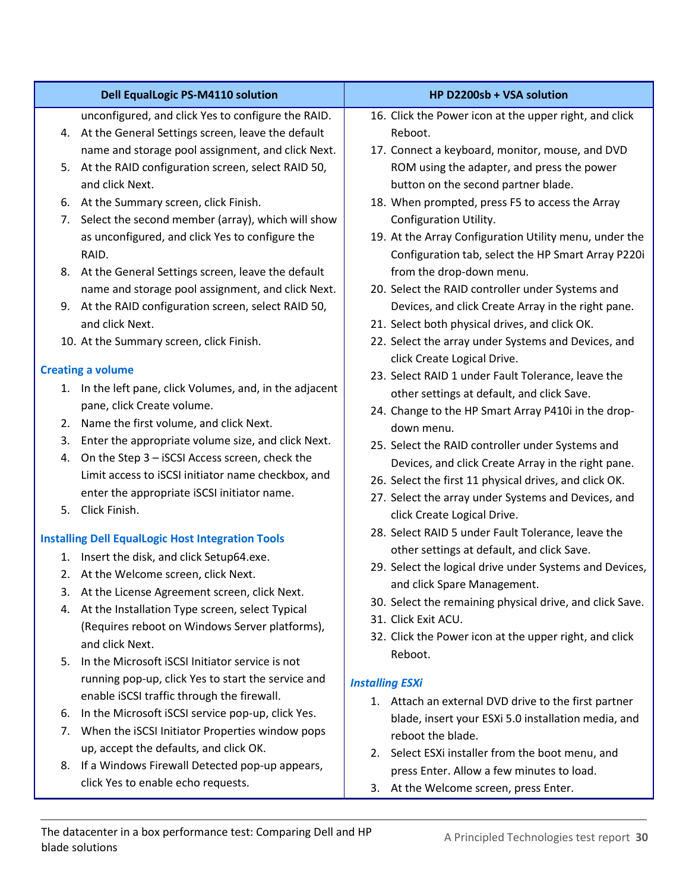| Dell EqualLogic PS-M4110 solution | HP D2200sb + VSA solution |
|---|---|
| unconfigured, and click Yes to configure the RAID.<br>4. At the General Settings screen, leave the default name and storage pool assignment, and click Next.<br>5. At the RAID configuration screen, select RAID 50, and click Next.<br>6. At the Summary screen, click Finish.<br>7. Select the second member (array), which will show as unconfigured, and click Yes to configure the RAID.<br>8. At the General Settings screen, leave the default name and storage pool assignment, and click Next.<br>9. At the RAID configuration screen, select RAID 50, and click Next.<br>10. At the Summary screen, click Finish.<br><br>**Creating a volume**<br>1. In the left pane, click Volumes, and, in the adjacent pane, click Create volume.<br>2. Name the first volume, and click Next.<br>3. Enter the appropriate volume size, and click Next.<br>4. On the Step 3 – iSCSI Access screen, check the Limit access to iSCSI initiator name checkbox, and enter the appropriate iSCSI initiator name.<br>5. Click Finish.<br><br>**Installing Dell EqualLogic Host Integration Tools**<br>1. Insert the disk, and click Setup64.exe.<br>2. At the Welcome screen, click Next.<br>3. At the License Agreement screen, click Next.<br>4. At the Installation Type screen, select Typical (Requires reboot on Windows Server platforms), and click Next.<br>5. In the Microsoft iSCSI Initiator service is not running pop-up, click Yes to start the service and enable iSCSI traffic through the firewall.<br>6. In the Microsoft iSCSI service pop-up, click Yes.<br>7. When the iSCSI Initiator Properties window pops up, accept the defaults, and click OK.<br>8. If a Windows Firewall Detected pop-up appears, click Yes to enable echo requests. | 16. Click the Power icon at the upper right, and click Reboot.<br>17. Connect a keyboard, monitor, mouse, and DVD ROM using the adapter, and press the power button on the second partner blade.<br>18. When prompted, press F5 to access the Array Configuration Utility.<br>19. At the Array Configuration Utility menu, under the Configuration tab, select the HP Smart Array P220i from the drop-down menu.<br>20. Select the RAID controller under Systems and Devices, and click Create Array in the right pane.<br>21. Select both physical drives, and click OK.<br>22. Select the array under Systems and Devices, and click Create Logical Drive.<br>23. Select RAID 1 under Fault Tolerance, leave the other settings at default, and click Save.<br>24. Change to the HP Smart Array P410i in the drop-down menu.<br>25. Select the RAID controller under Systems and Devices, and click Create Array in the right pane.<br>26. Select the first 11 physical drives, and click OK.<br>27. Select the array under Systems and Devices, and click Create Logical Drive.<br>28. Select RAID 5 under Fault Tolerance, leave the other settings at default, and click Save.<br>29. Select the logical drive under Systems and Devices, and click Spare Management.<br>30. Select the remaining physical drive, and click Save.<br>31. Click Exit ACU.<br>32. Click the Power icon at the upper right, and click Reboot.<br><br>***Installing ESXi***<br>1. Attach an external DVD drive to the first partner blade, insert your ESXi 5.0 installation media, and reboot the blade.<br>2. Select ESXi installer from the boot menu, and press Enter. Allow a few minutes to load.<br>3. At the Welcome screen, press Enter. |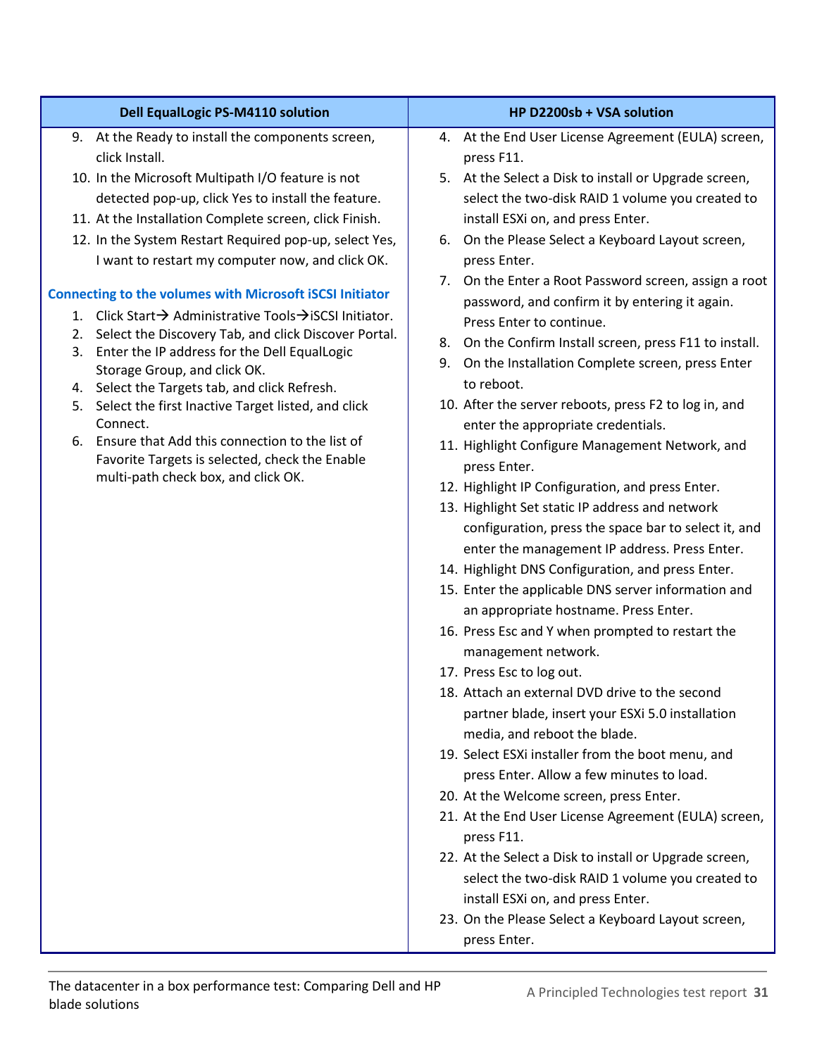| Dell EqualLogic PS-M4110 solution | HP D2200sb + VSA solution |
|---|---|
| 9. At the Ready to install the components screen, click Install.<br>10. In the Microsoft Multipath I/O feature is not detected pop-up, click Yes to install the feature.<br>11. At the Installation Complete screen, click Finish.<br>12. In the System Restart Required pop-up, select Yes, I want to restart my computer now, and click OK.<br><br>**Connecting to the volumes with Microsoft iSCSI Initiator**<br>1. Click Start→ Administrative Tools→iSCSI Initiator.<br>2. Select the Discovery Tab, and click Discover Portal.<br>3. Enter the IP address for the Dell EqualLogic Storage Group, and click OK.<br>4. Select the Targets tab, and click Refresh.<br>5. Select the first Inactive Target listed, and click Connect.<br>6. Ensure that Add this connection to the list of Favorite Targets is selected, check the Enable multi-path check box, and click OK. | 4. At the End User License Agreement (EULA) screen, press F11.<br>5. At the Select a Disk to install or Upgrade screen, select the two-disk RAID 1 volume you created to install ESXi on, and press Enter.<br>6. On the Please Select a Keyboard Layout screen, press Enter.<br>7. On the Enter a Root Password screen, assign a root password, and confirm it by entering it again. Press Enter to continue.<br>8. On the Confirm Install screen, press F11 to install.<br>9. On the Installation Complete screen, press Enter to reboot.<br>10. After the server reboots, press F2 to log in, and enter the appropriate credentials.<br>11. Highlight Configure Management Network, and press Enter.<br>12. Highlight IP Configuration, and press Enter.<br>13. Highlight Set static IP address and network configuration, press the space bar to select it, and enter the management IP address. Press Enter.<br>14. Highlight DNS Configuration, and press Enter.<br>15. Enter the applicable DNS server information and an appropriate hostname. Press Enter.<br>16. Press Esc and Y when prompted to restart the management network.<br>17. Press Esc to log out.<br>18. Attach an external DVD drive to the second partner blade, insert your ESXi 5.0 installation media, and reboot the blade.<br>19. Select ESXi installer from the boot menu, and press Enter. Allow a few minutes to load.<br>20. At the Welcome screen, press Enter.<br>21. At the End User License Agreement (EULA) screen, press F11.<br>22. At the Select a Disk to install or Upgrade screen, select the two-disk RAID 1 volume you created to install ESXi on, and press Enter.<br>23. On the Please Select a Keyboard Layout screen, press Enter. |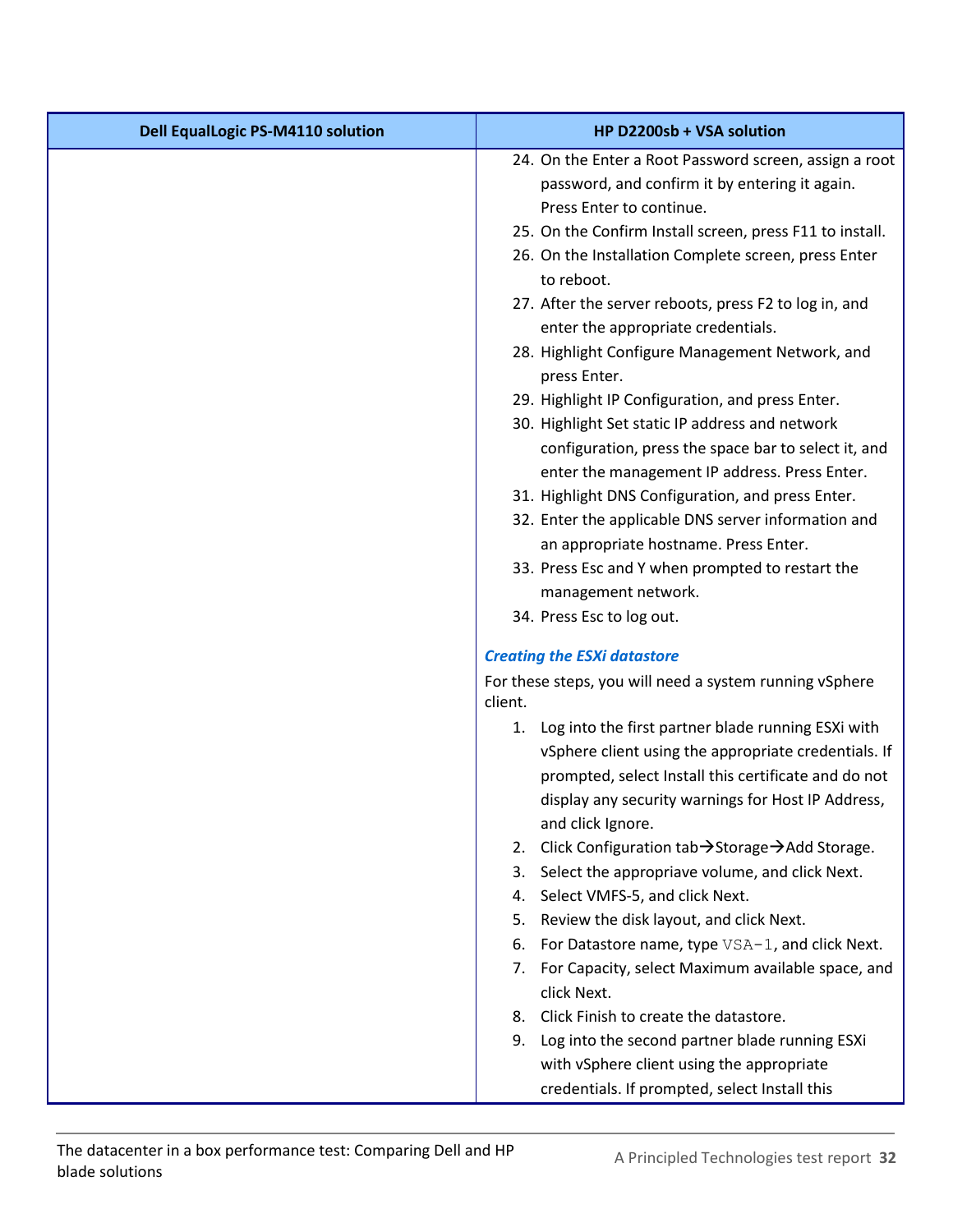| Dell EqualLogic PS-M4110 solution | HP D2200sb + VSA solution |
| --- | --- |
| | 24. On the Enter a Root Password screen, assign a root password, and confirm it by entering it again. Press Enter to continue.<br>25. On the Confirm Install screen, press F11 to install.<br>26. On the Installation Complete screen, press Enter to reboot.<br>27. After the server reboots, press F2 to log in, and enter the appropriate credentials.<br>28. Highlight Configure Management Network, and press Enter.<br>29. Highlight IP Configuration, and press Enter.<br>30. Highlight Set static IP address and network configuration, press the space bar to select it, and enter the management IP address. Press Enter.<br>31. Highlight DNS Configuration, and press Enter.<br>32. Enter the applicable DNS server information and an appropriate hostname. Press Enter.<br>33. Press Esc and Y when prompted to restart the management network.<br>34. Press Esc to log out.<br><br>***Creating the ESXi datastore***<br>For these steps, you will need a system running vSphere client.<br>1. Log into the first partner blade running ESXi with vSphere client using the appropriate credentials. If prompted, select Install this certificate and do not display any security warnings for Host IP Address, and click Ignore.<br>2. Click Configuration tab→Storage→Add Storage.<br>3. Select the appropriave volume, and click Next.<br>4. Select VMFS-5, and click Next.<br>5. Review the disk layout, and click Next.<br>6. For Datastore name, type `VSA-1`, and click Next.<br>7. For Capacity, select Maximum available space, and click Next.<br>8. Click Finish to create the datastore.<br>9. Log into the second partner blade running ESXi with vSphere client using the appropriate credentials. If prompted, select Install this |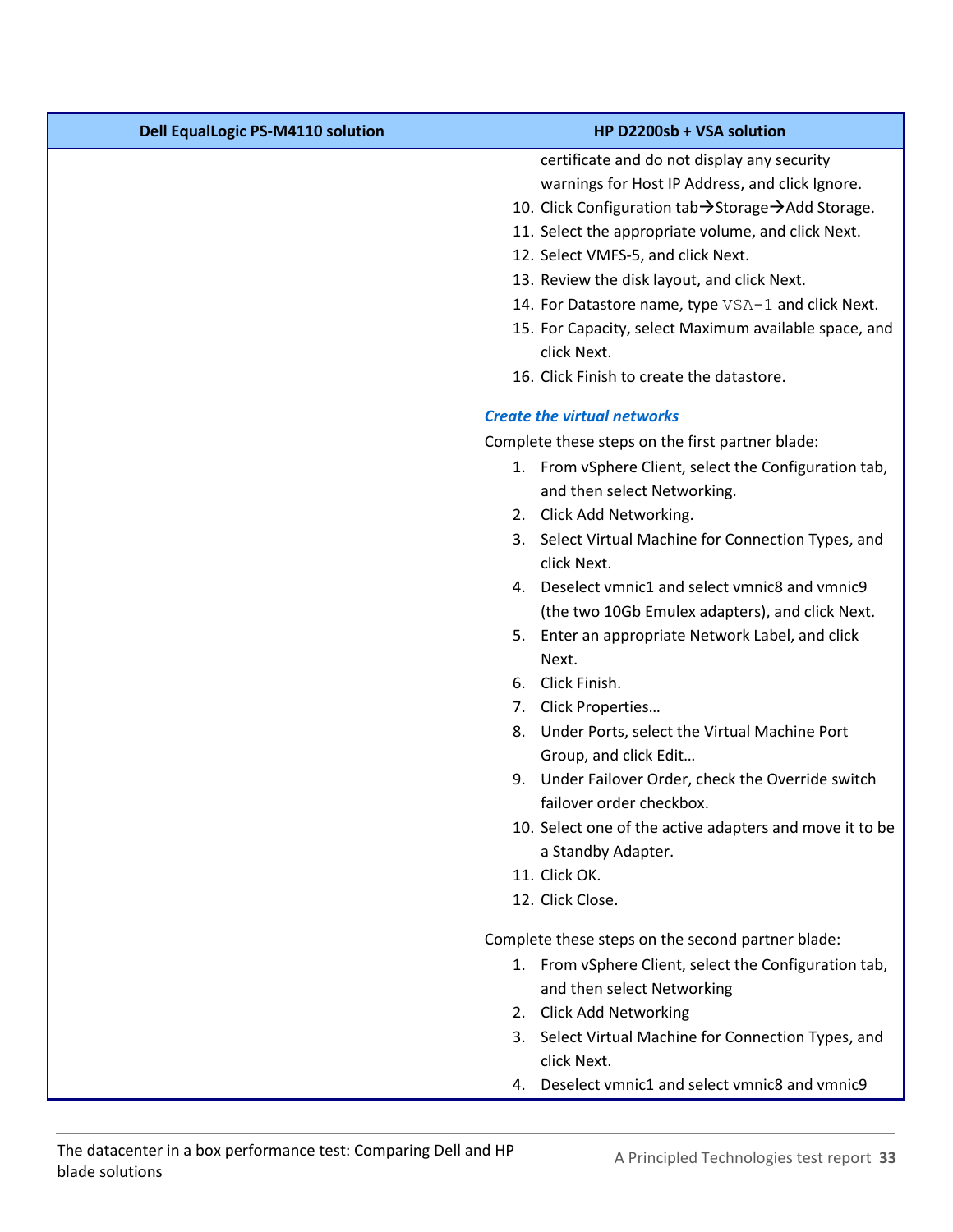| Dell EqualLogic PS-M4110 solution | HP D2200sb + VSA solution |
|---|---|
| | certificate and do not display any security warnings for Host IP Address, and click Ignore.<br>10. Click Configuration tab→Storage→Add Storage.<br>11. Select the appropriate volume, and click Next.<br>12. Select VMFS-5, and click Next.<br>13. Review the disk layout, and click Next.<br>14. For Datastore name, type `VSA-1` and click Next.<br>15. For Capacity, select Maximum available space, and click Next.<br>16. Click Finish to create the datastore.<br><br>***Create the virtual networks***<br>Complete these steps on the first partner blade:<br>1. From vSphere Client, select the Configuration tab, and then select Networking.<br>2. Click Add Networking.<br>3. Select Virtual Machine for Connection Types, and click Next.<br>4. Deselect vmnic1 and select vmnic8 and vmnic9 (the two 10Gb Emulex adapters), and click Next.<br>5. Enter an appropriate Network Label, and click Next.<br>6. Click Finish.<br>7. Click Properties…<br>8. Under Ports, select the Virtual Machine Port Group, and click Edit…<br>9. Under Failover Order, check the Override switch failover order checkbox.<br>10. Select one of the active adapters and move it to be a Standby Adapter.<br>11. Click OK.<br>12. Click Close.<br><br>Complete these steps on the second partner blade:<br>1. From vSphere Client, select the Configuration tab, and then select Networking<br>2. Click Add Networking<br>3. Select Virtual Machine for Connection Types, and click Next.<br>4. Deselect vmnic1 and select vmnic8 and vmnic9 |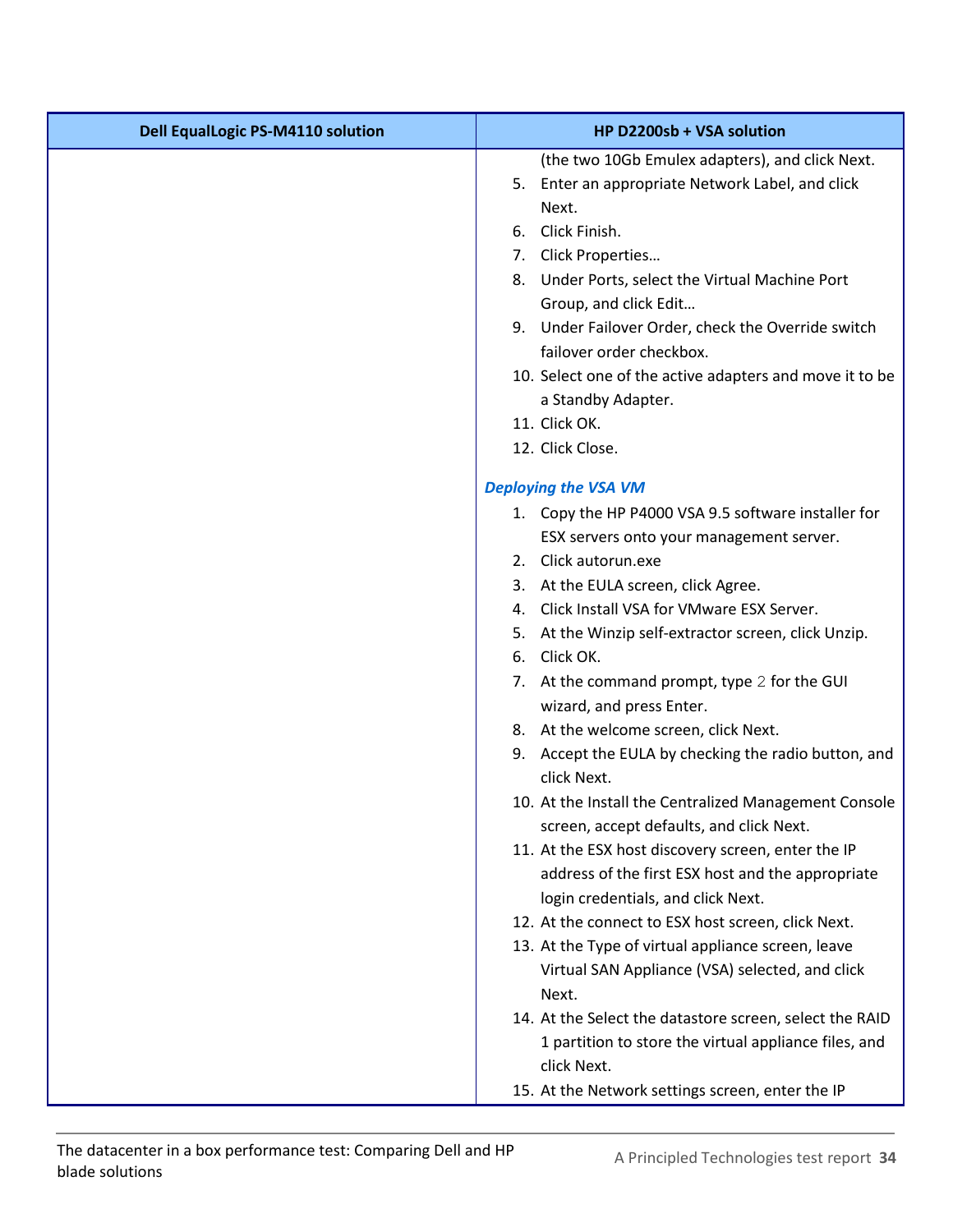| Dell EqualLogic PS-M4110 solution | HP D2200sb + VSA solution |
|---|---|
| | (the two 10Gb Emulex adapters), and click Next.<br>5. Enter an appropriate Network Label, and click Next.<br>6. Click Finish.<br>7. Click Properties…<br>8. Under Ports, select the Virtual Machine Port Group, and click Edit…<br>9. Under Failover Order, check the Override switch failover order checkbox.<br>10. Select one of the active adapters and move it to be a Standby Adapter.<br>11. Click OK.<br>12. Click Close.<br><br>***Deploying the VSA VM***<br>1. Copy the HP P4000 VSA 9.5 software installer for ESX servers onto your management server.<br>2. Click autorun.exe<br>3. At the EULA screen, click Agree.<br>4. Click Install VSA for VMware ESX Server.<br>5. At the Winzip self-extractor screen, click Unzip.<br>6. Click OK.<br>7. At the command prompt, type `2` for the GUI wizard, and press Enter.<br>8. At the welcome screen, click Next.<br>9. Accept the EULA by checking the radio button, and click Next.<br>10. At the Install the Centralized Management Console screen, accept defaults, and click Next.<br>11. At the ESX host discovery screen, enter the IP address of the first ESX host and the appropriate login credentials, and click Next.<br>12. At the connect to ESX host screen, click Next.<br>13. At the Type of virtual appliance screen, leave Virtual SAN Appliance (VSA) selected, and click Next.<br>14. At the Select the datastore screen, select the RAID 1 partition to store the virtual appliance files, and click Next.<br>15. At the Network settings screen, enter the IP |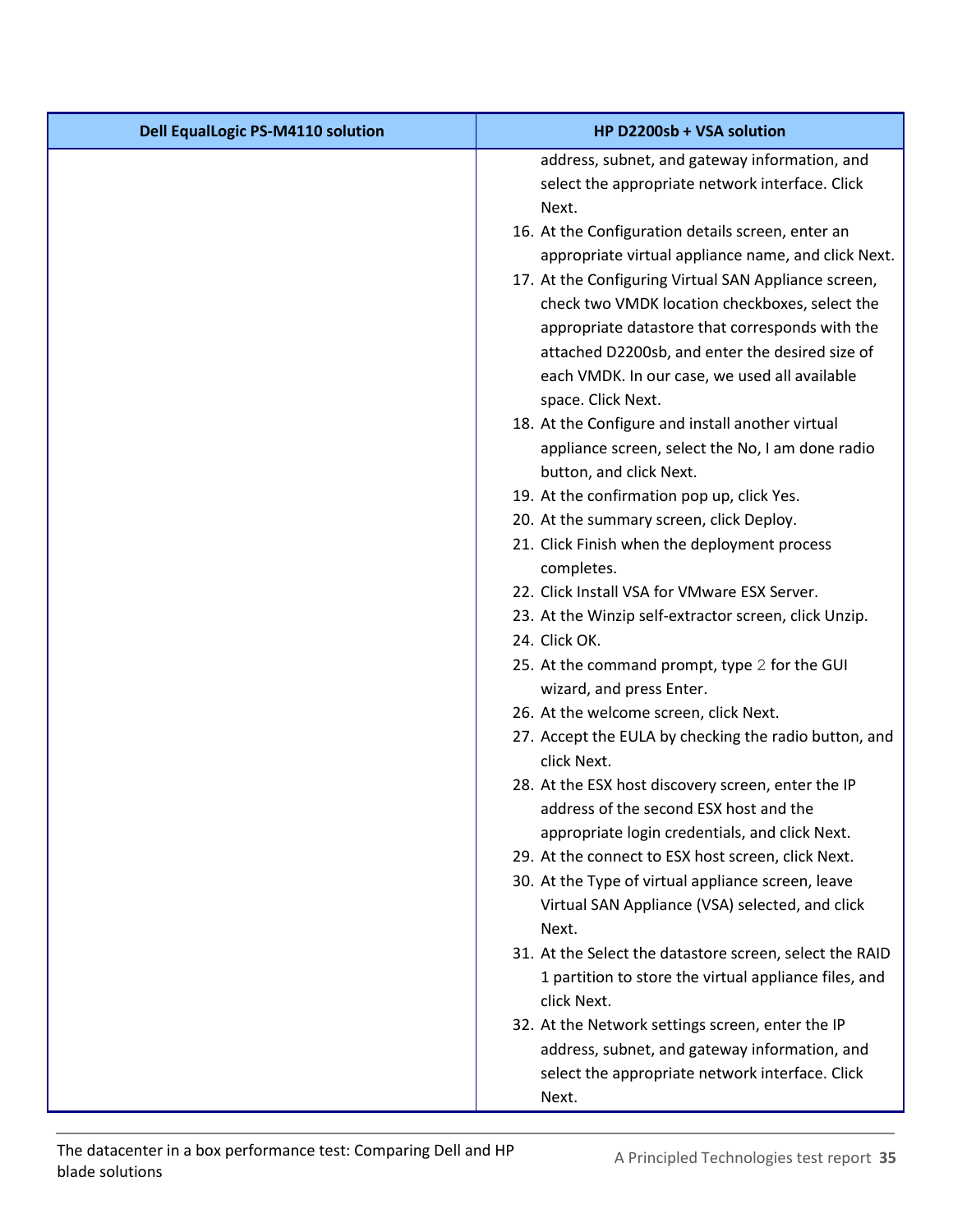| Dell EqualLogic PS-M4110 solution | HP D2200sb + VSA solution |
|---|---|
| | address, subnet, and gateway information, and select the appropriate network interface. Click Next.<br>16. At the Configuration details screen, enter an appropriate virtual appliance name, and click Next.<br>17. At the Configuring Virtual SAN Appliance screen, check two VMDK location checkboxes, select the appropriate datastore that corresponds with the attached D2200sb, and enter the desired size of each VMDK. In our case, we used all available space. Click Next.<br>18. At the Configure and install another virtual appliance screen, select the No, I am done radio button, and click Next.<br>19. At the confirmation pop up, click Yes.<br>20. At the summary screen, click Deploy.<br>21. Click Finish when the deployment process completes.<br>22. Click Install VSA for VMware ESX Server.<br>23. At the Winzip self-extractor screen, click Unzip.<br>24. Click OK.<br>25. At the command prompt, type `2` for the GUI wizard, and press Enter.<br>26. At the welcome screen, click Next.<br>27. Accept the EULA by checking the radio button, and click Next.<br>28. At the ESX host discovery screen, enter the IP address of the second ESX host and the appropriate login credentials, and click Next.<br>29. At the connect to ESX host screen, click Next.<br>30. At the Type of virtual appliance screen, leave Virtual SAN Appliance (VSA) selected, and click Next.<br>31. At the Select the datastore screen, select the RAID 1 partition to store the virtual appliance files, and click Next.<br>32. At the Network settings screen, enter the IP address, subnet, and gateway information, and select the appropriate network interface. Click Next. |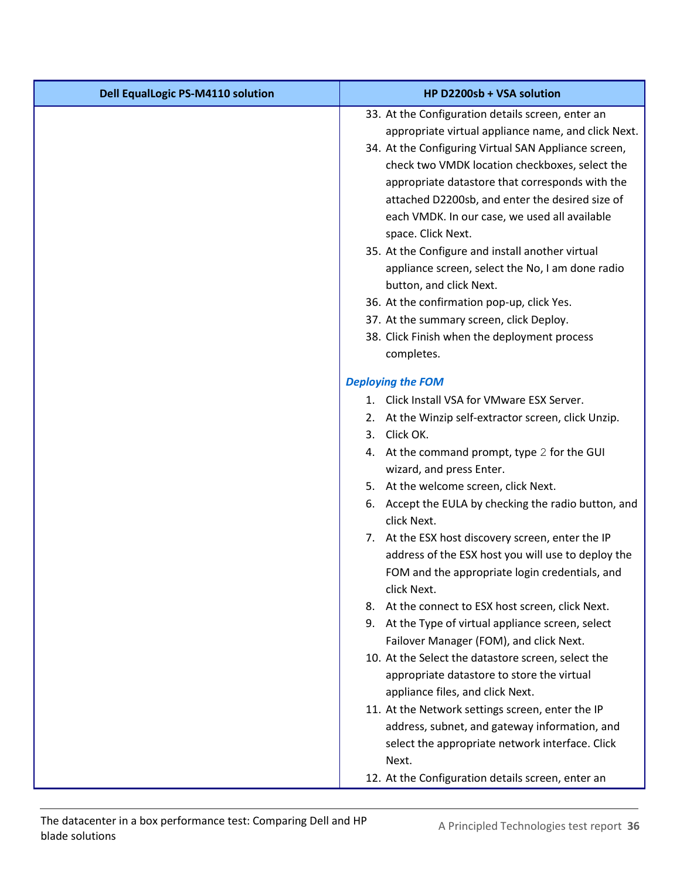| Dell EqualLogic PS-M4110 solution | HP D2200sb + VSA solution |
| --- | --- |
| | 33. At the Configuration details screen, enter an appropriate virtual appliance name, and click Next.<br>34. At the Configuring Virtual SAN Appliance screen, check two VMDK location checkboxes, select the appropriate datastore that corresponds with the attached D2200sb, and enter the desired size of each VMDK. In our case, we used all available space. Click Next.<br>35. At the Configure and install another virtual appliance screen, select the No, I am done radio button, and click Next.<br>36. At the confirmation pop-up, click Yes.<br>37. At the summary screen, click Deploy.<br>38. Click Finish when the deployment process completes.<br><br>***Deploying the FOM***<br>1. Click Install VSA for VMware ESX Server.<br>2. At the Winzip self-extractor screen, click Unzip.<br>3. Click OK.<br>4. At the command prompt, type `2` for the GUI wizard, and press Enter.<br>5. At the welcome screen, click Next.<br>6. Accept the EULA by checking the radio button, and click Next.<br>7. At the ESX host discovery screen, enter the IP address of the ESX host you will use to deploy the FOM and the appropriate login credentials, and click Next.<br>8. At the connect to ESX host screen, click Next.<br>9. At the Type of virtual appliance screen, select Failover Manager (FOM), and click Next.<br>10. At the Select the datastore screen, select the appropriate datastore to store the virtual appliance files, and click Next.<br>11. At the Network settings screen, enter the IP address, subnet, and gateway information, and select the appropriate network interface. Click Next.<br>12. At the Configuration details screen, enter an |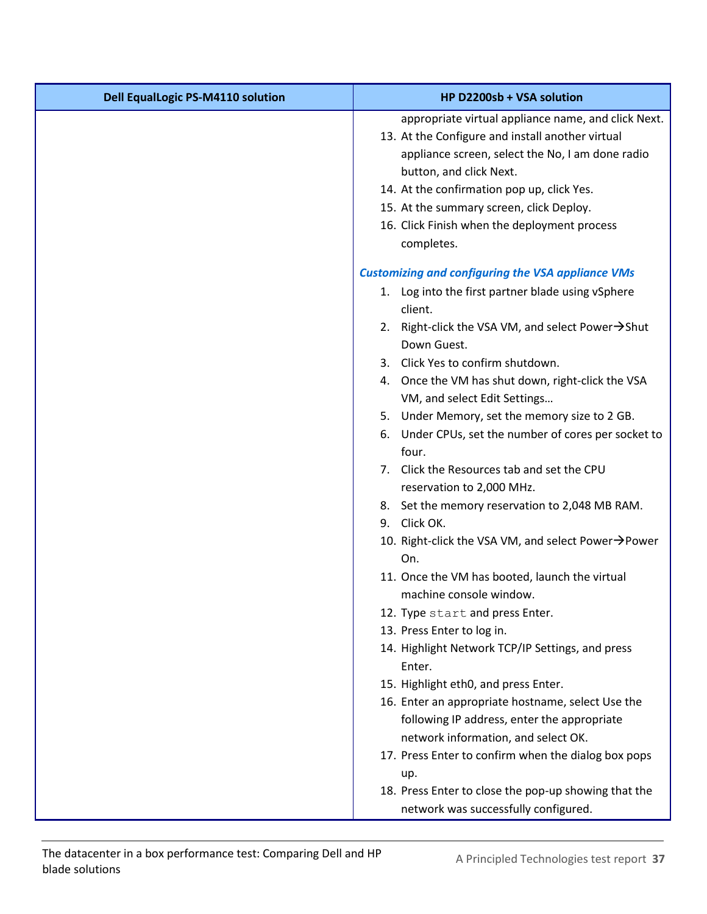| Dell EqualLogic PS-M4110 solution | HP D2200sb + VSA solution |
| --- | --- |
| | appropriate virtual appliance name, and click Next.<br>13. At the Configure and install another virtual appliance screen, select the No, I am done radio button, and click Next.<br>14. At the confirmation pop up, click Yes.<br>15. At the summary screen, click Deploy.<br>16. Click Finish when the deployment process completes.<br><br>***Customizing and configuring the VSA appliance VMs***<br>1. Log into the first partner blade using vSphere client.<br>2. Right-click the VSA VM, and select Power→Shut Down Guest.<br>3. Click Yes to confirm shutdown.<br>4. Once the VM has shut down, right-click the VSA VM, and select Edit Settings…<br>5. Under Memory, set the memory size to 2 GB.<br>6. Under CPUs, set the number of cores per socket to four.<br>7. Click the Resources tab and set the CPU reservation to 2,000 MHz.<br>8. Set the memory reservation to 2,048 MB RAM.<br>9. Click OK.<br>10. Right-click the VSA VM, and select Power→Power On.<br>11. Once the VM has booted, launch the virtual machine console window.<br>12. Type `start` and press Enter.<br>13. Press Enter to log in.<br>14. Highlight Network TCP/IP Settings, and press Enter.<br>15. Highlight eth0, and press Enter.<br>16. Enter an appropriate hostname, select Use the following IP address, enter the appropriate network information, and select OK.<br>17. Press Enter to confirm when the dialog box pops up.<br>18. Press Enter to close the pop-up showing that the network was successfully configured. |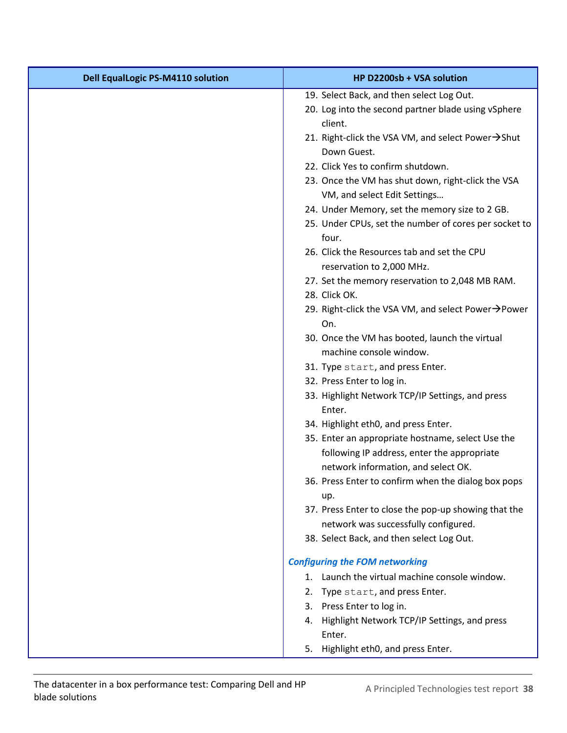| Dell EqualLogic PS-M4110 solution | HP D2200sb + VSA solution |
| --- | --- |
| | 19. Select Back, and then select Log Out.<br>20. Log into the second partner blade using vSphere client.<br>21. Right-click the VSA VM, and select Power→Shut Down Guest.<br>22. Click Yes to confirm shutdown.<br>23. Once the VM has shut down, right-click the VSA VM, and select Edit Settings…<br>24. Under Memory, set the memory size to 2 GB.<br>25. Under CPUs, set the number of cores per socket to four.<br>26. Click the Resources tab and set the CPU reservation to 2,000 MHz.<br>27. Set the memory reservation to 2,048 MB RAM.<br>28. Click OK.<br>29. Right-click the VSA VM, and select Power→Power On.<br>30. Once the VM has booted, launch the virtual machine console window.<br>31. Type `start`, and press Enter.<br>32. Press Enter to log in.<br>33. Highlight Network TCP/IP Settings, and press Enter.<br>34. Highlight eth0, and press Enter.<br>35. Enter an appropriate hostname, select Use the following IP address, enter the appropriate network information, and select OK.<br>36. Press Enter to confirm when the dialog box pops up.<br>37. Press Enter to close the pop-up showing that the network was successfully configured.<br>38. Select Back, and then select Log Out.<br><br>***Configuring the FOM networking***<br>1. Launch the virtual machine console window.<br>2. Type `start`, and press Enter.<br>3. Press Enter to log in.<br>4. Highlight Network TCP/IP Settings, and press Enter.<br>5. Highlight eth0, and press Enter. |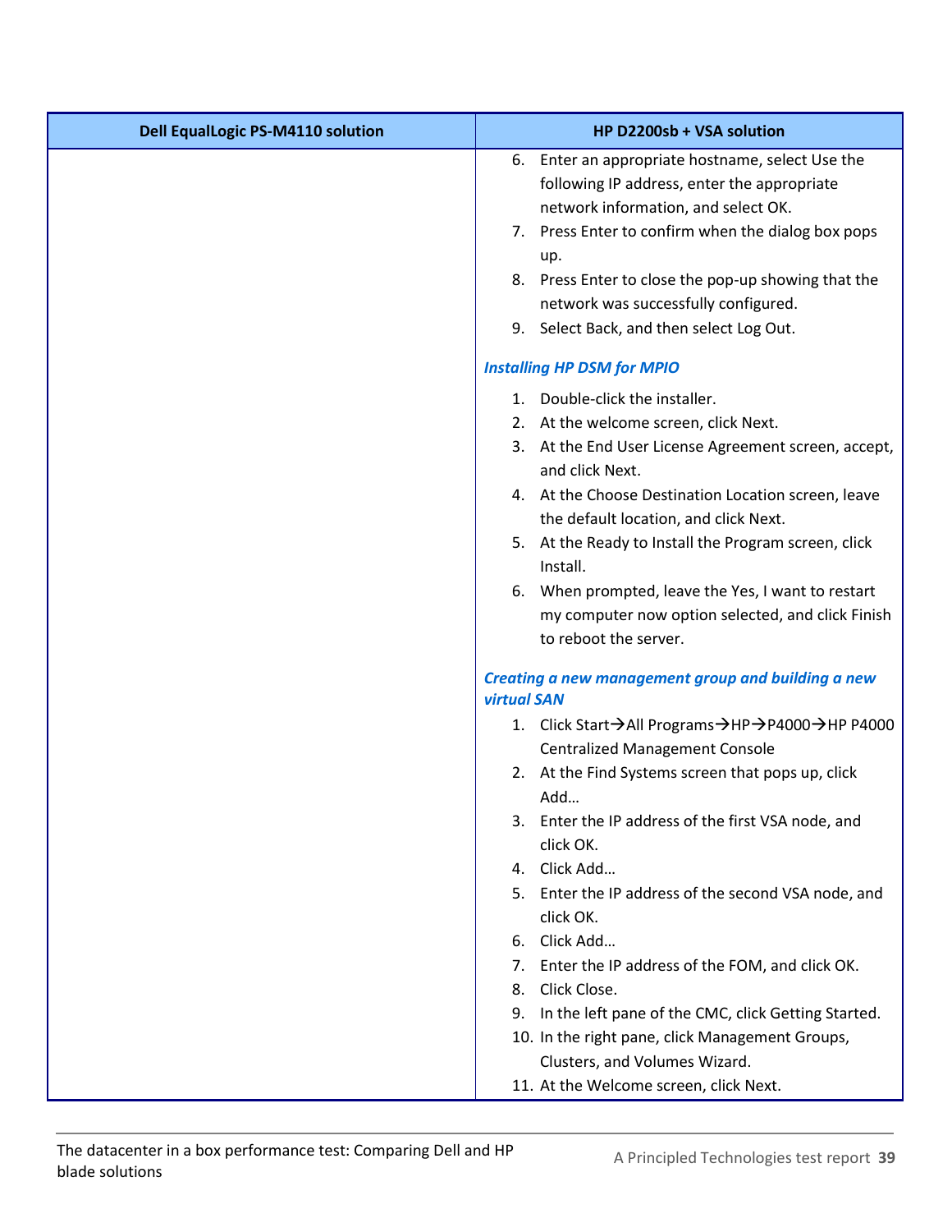| Dell EqualLogic PS-M4110 solution | HP D2200sb + VSA solution |
| --- | --- |
| | 6. Enter an appropriate hostname, select Use the following IP address, enter the appropriate network information, and select OK.<br>7. Press Enter to confirm when the dialog box pops up.<br>8. Press Enter to close the pop-up showing that the network was successfully configured.<br>9. Select Back, and then select Log Out.<br><br>***Installing HP DSM for MPIO***<br><br>1. Double-click the installer.<br>2. At the welcome screen, click Next.<br>3. At the End User License Agreement screen, accept, and click Next.<br>4. At the Choose Destination Location screen, leave the default location, and click Next.<br>5. At the Ready to Install the Program screen, click Install.<br>6. When prompted, leave the Yes, I want to restart my computer now option selected, and click Finish to reboot the server.<br><br>***Creating a new management group and building a new virtual SAN***<br><br>1. Click Start→All Programs→HP→P4000→HP P4000 Centralized Management Console<br>2. At the Find Systems screen that pops up, click Add…<br>3. Enter the IP address of the first VSA node, and click OK.<br>4. Click Add…<br>5. Enter the IP address of the second VSA node, and click OK.<br>6. Click Add…<br>7. Enter the IP address of the FOM, and click OK.<br>8. Click Close.<br>9. In the left pane of the CMC, click Getting Started.<br>10. In the right pane, click Management Groups, Clusters, and Volumes Wizard.<br>11. At the Welcome screen, click Next. |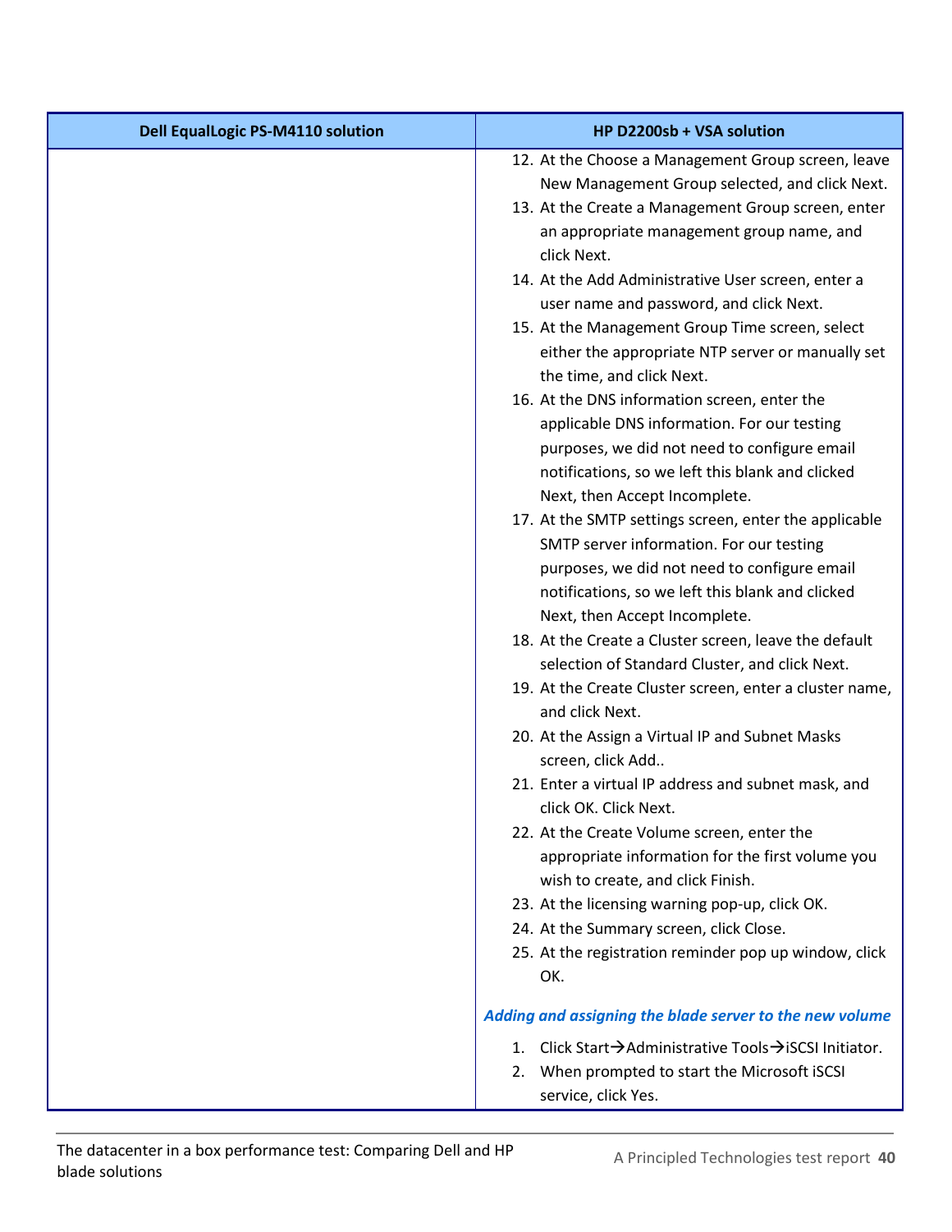| Dell EqualLogic PS-M4110 solution | HP D2200sb + VSA solution |
| --- | --- |
| | 12. At the Choose a Management Group screen, leave New Management Group selected, and click Next.<br>13. At the Create a Management Group screen, enter an appropriate management group name, and click Next.<br>14. At the Add Administrative User screen, enter a user name and password, and click Next.<br>15. At the Management Group Time screen, select either the appropriate NTP server or manually set the time, and click Next.<br>16. At the DNS information screen, enter the applicable DNS information. For our testing purposes, we did not need to configure email notifications, so we left this blank and clicked Next, then Accept Incomplete.<br>17. At the SMTP settings screen, enter the applicable SMTP server information. For our testing purposes, we did not need to configure email notifications, so we left this blank and clicked Next, then Accept Incomplete.<br>18. At the Create a Cluster screen, leave the default selection of Standard Cluster, and click Next.<br>19. At the Create Cluster screen, enter a cluster name, and click Next.<br>20. At the Assign a Virtual IP and Subnet Masks screen, click Add..<br>21. Enter a virtual IP address and subnet mask, and click OK. Click Next.<br>22. At the Create Volume screen, enter the appropriate information for the first volume you wish to create, and click Finish.<br>23. At the licensing warning pop-up, click OK.<br>24. At the Summary screen, click Close.<br>25. At the registration reminder pop up window, click OK.<br><br>***Adding and assigning the blade server to the new volume***<br><br>1. Click Start→Administrative Tools→iSCSI Initiator.<br>2. When prompted to start the Microsoft iSCSI service, click Yes. |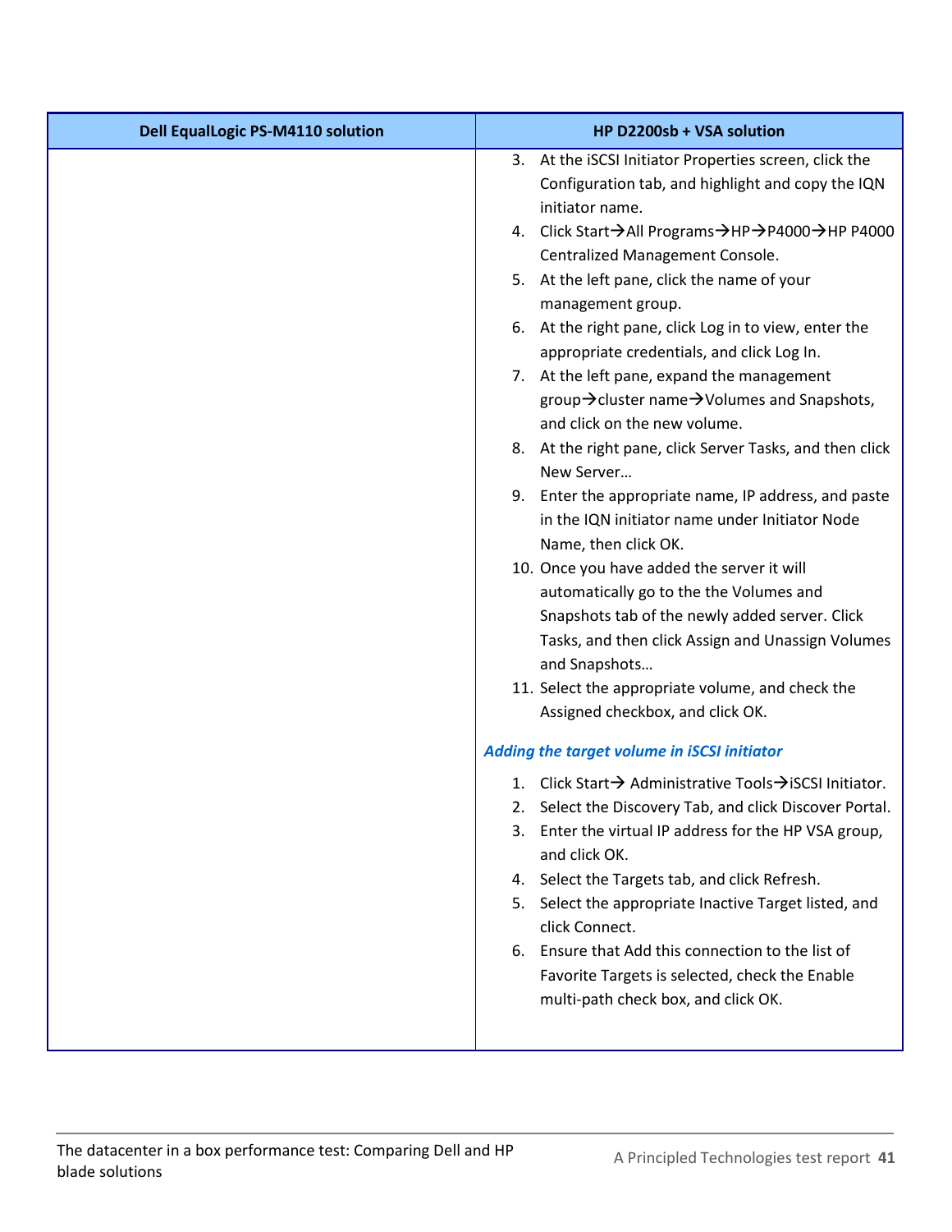| Dell EqualLogic PS-M4110 solution | HP D2200sb + VSA solution |
| --- | --- |
| | 3. At the iSCSI Initiator Properties screen, click the Configuration tab, and highlight and copy the IQN initiator name.<br>4. Click Start→All Programs→HP→P4000→HP P4000 Centralized Management Console.<br>5. At the left pane, click the name of your management group.<br>6. At the right pane, click Log in to view, enter the appropriate credentials, and click Log In.<br>7. At the left pane, expand the management group→cluster name→Volumes and Snapshots, and click on the new volume.<br>8. At the right pane, click Server Tasks, and then click New Server…<br>9. Enter the appropriate name, IP address, and paste in the IQN initiator name under Initiator Node Name, then click OK.<br>10. Once you have added the server it will automatically go to the the Volumes and Snapshots tab of the newly added server. Click Tasks, and then click Assign and Unassign Volumes and Snapshots…<br>11. Select the appropriate volume, and check the Assigned checkbox, and click OK.<br><br>***Adding the target volume in iSCSI initiator***<br><br>1. Click Start→ Administrative Tools→iSCSI Initiator.<br>2. Select the Discovery Tab, and click Discover Portal.<br>3. Enter the virtual IP address for the HP VSA group, and click OK.<br>4. Select the Targets tab, and click Refresh.<br>5. Select the appropriate Inactive Target listed, and click Connect.<br>6. Ensure that Add this connection to the list of Favorite Targets is selected, check the Enable multi-path check box, and click OK. |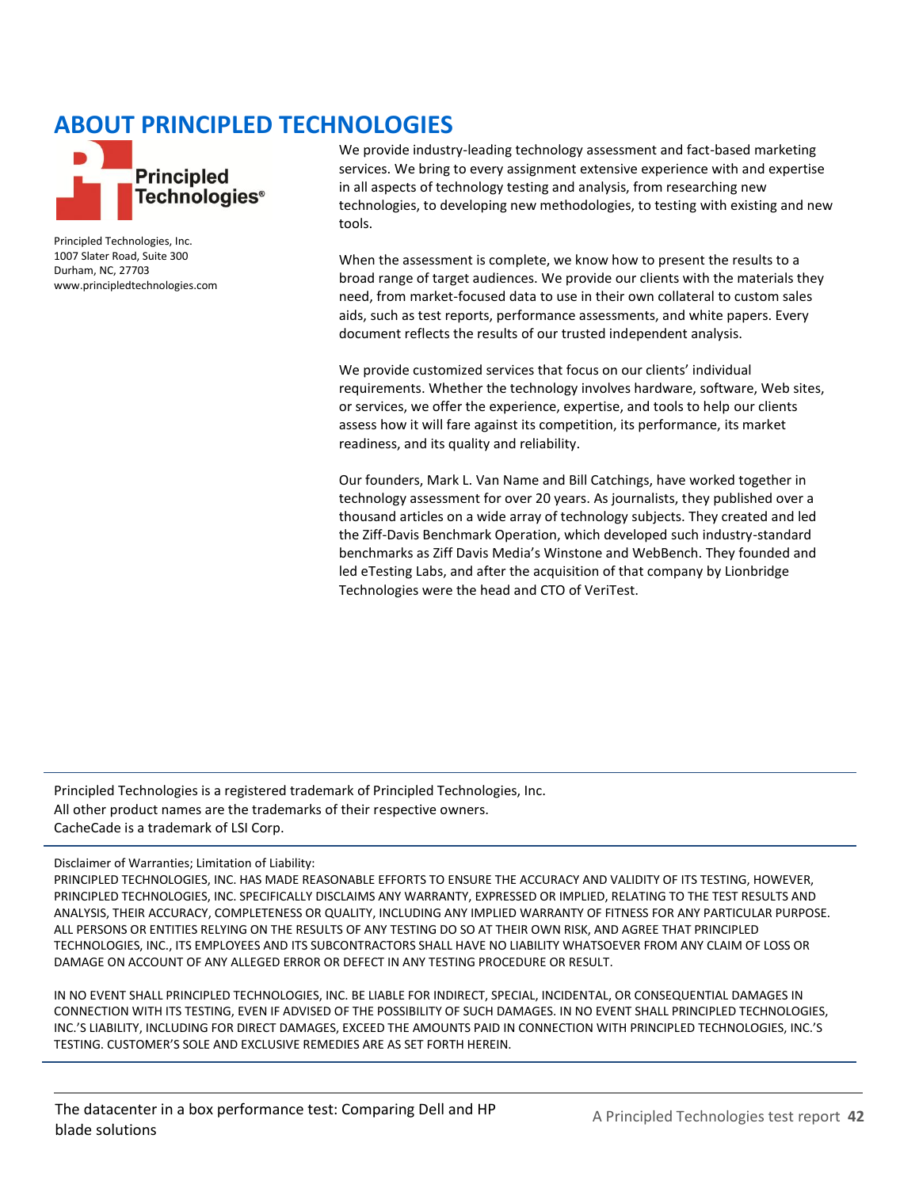# ABOUT PRINCIPLED TECHNOLOGIES

Principled Technologies, Inc.
1007 Slater Road, Suite 300
Durham, NC, 27703
www.principledtechnologies.com

We provide industry-leading technology assessment and fact-based marketing services. We bring to every assignment extensive experience with and expertise in all aspects of technology testing and analysis, from researching new technologies, to developing new methodologies, to testing with existing and new tools.

When the assessment is complete, we know how to present the results to a broad range of target audiences. We provide our clients with the materials they need, from market-focused data to use in their own collateral to custom sales aids, such as test reports, performance assessments, and white papers. Every document reflects the results of our trusted independent analysis.

We provide customized services that focus on our clients' individual requirements. Whether the technology involves hardware, software, Web sites, or services, we offer the experience, expertise, and tools to help our clients assess how it will fare against its competition, its performance, its market readiness, and its quality and reliability.

Our founders, Mark L. Van Name and Bill Catchings, have worked together in technology assessment for over 20 years. As journalists, they published over a thousand articles on a wide array of technology subjects. They created and led the Ziff-Davis Benchmark Operation, which developed such industry-standard benchmarks as Ziff Davis Media's Winstone and WebBench. They founded and led eTesting Labs, and after the acquisition of that company by Lionbridge Technologies were the head and CTO of VeriTest.

Principled Technologies is a registered trademark of Principled Technologies, Inc.
All other product names are the trademarks of their respective owners.
CacheCade is a trademark of LSI Corp.

Disclaimer of Warranties; Limitation of Liability:
PRINCIPLED TECHNOLOGIES, INC. HAS MADE REASONABLE EFFORTS TO ENSURE THE ACCURACY AND VALIDITY OF ITS TESTING, HOWEVER, PRINCIPLED TECHNOLOGIES, INC. SPECIFICALLY DISCLAIMS ANY WARRANTY, EXPRESSED OR IMPLIED, RELATING TO THE TEST RESULTS AND ANALYSIS, THEIR ACCURACY, COMPLETENESS OR QUALITY, INCLUDING ANY IMPLIED WARRANTY OF FITNESS FOR ANY PARTICULAR PURPOSE. ALL PERSONS OR ENTITIES RELYING ON THE RESULTS OF ANY TESTING DO SO AT THEIR OWN RISK, AND AGREE THAT PRINCIPLED TECHNOLOGIES, INC., ITS EMPLOYEES AND ITS SUBCONTRACTORS SHALL HAVE NO LIABILITY WHATSOEVER FROM ANY CLAIM OF LOSS OR DAMAGE ON ACCOUNT OF ANY ALLEGED ERROR OR DEFECT IN ANY TESTING PROCEDURE OR RESULT.

IN NO EVENT SHALL PRINCIPLED TECHNOLOGIES, INC. BE LIABLE FOR INDIRECT, SPECIAL, INCIDENTAL, OR CONSEQUENTIAL DAMAGES IN CONNECTION WITH ITS TESTING, EVEN IF ADVISED OF THE POSSIBILITY OF SUCH DAMAGES. IN NO EVENT SHALL PRINCIPLED TECHNOLOGIES, INC.'S LIABILITY, INCLUDING FOR DIRECT DAMAGES, EXCEED THE AMOUNTS PAID IN CONNECTION WITH PRINCIPLED TECHNOLOGIES, INC.'S TESTING. CUSTOMER'S SOLE AND EXCLUSIVE REMEDIES ARE AS SET FORTH HEREIN.